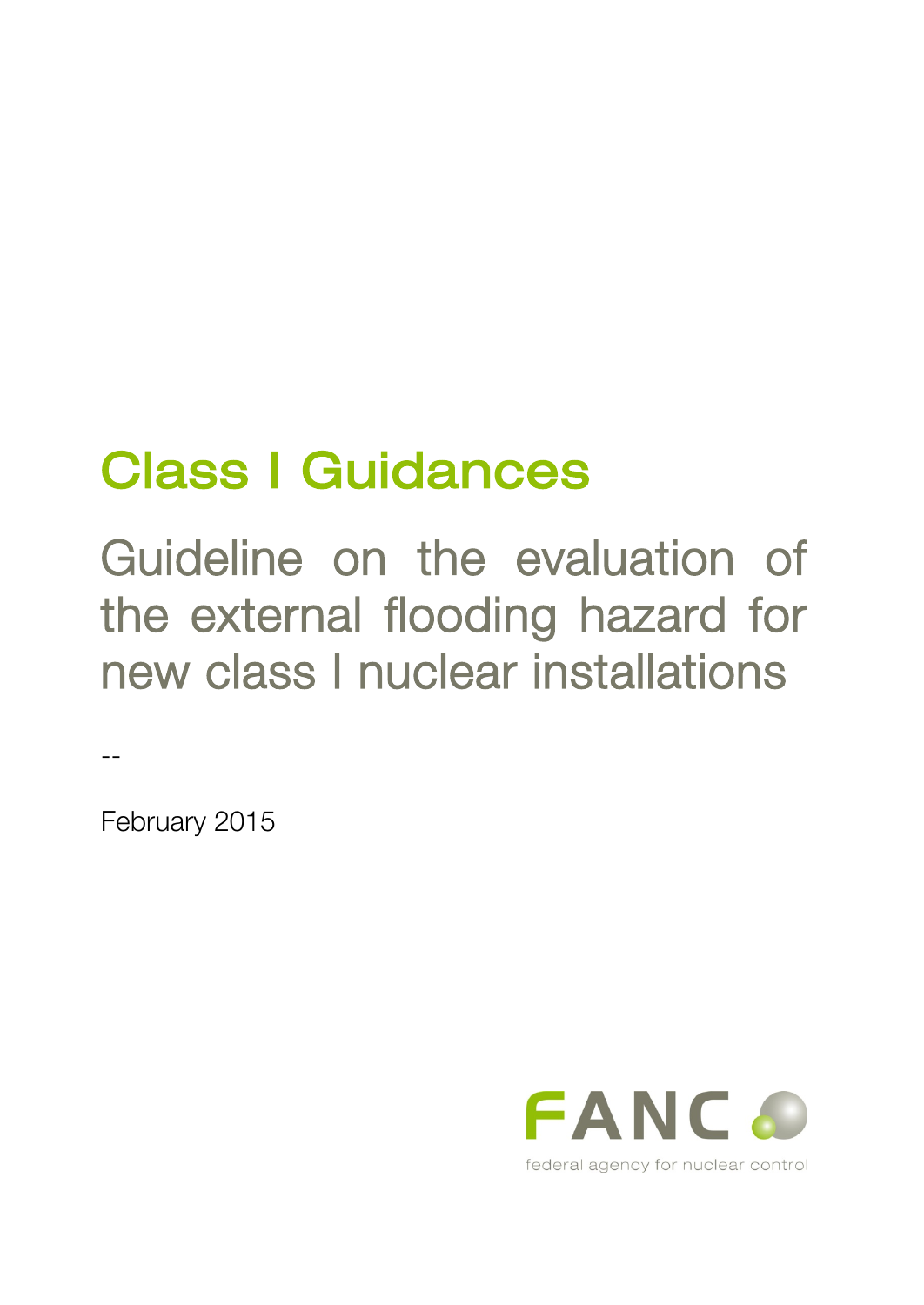# Class I Guidances

## Guideline on the evaluation of the external flooding hazard for new class I nuclear installations

--

February 2015

FANC

federal agency for nuclear control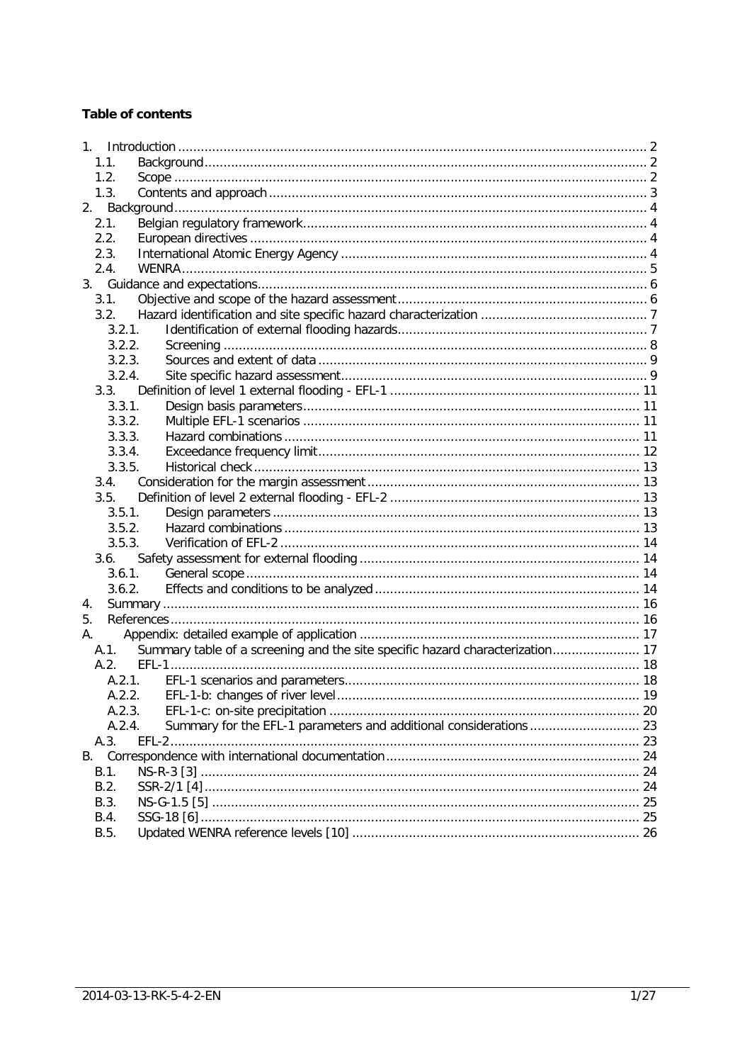**Table of contents**

1. Introduction ........................................................................................................................ 2
   1.1. Background ................................................................................................................. 2
   1.2. Scope ......................................................................................................................... 2
   1.3. Contents and approach ................................................................................................ 3
2. Background ........................................................................................................................ 4
   2.1. Belgian regulatory framework ....................................................................................... 4
   2.2. European directives ..................................................................................................... 4
   2.3. International Atomic Energy Agency ............................................................................. 4
   2.4. WENRA ....................................................................................................................... 5
3. Guidance and expectations .................................................................................................. 6
   3.1. Objective and scope of the hazard assessment .............................................................. 6
   3.2. Hazard identification and site specific hazard characterization ......................................... 7
      3.2.1. Identification of external flooding hazards ................................................................ 7
      3.2.2. Screening ............................................................................................................... 8
      3.2.3. Sources and extent of data ...................................................................................... 9
      3.2.4. Site specific hazard assessment ................................................................................ 9
   3.3. Definition of level 1 external flooding - EFL-1 ................................................................ 11
      3.3.1. Design basis parameters ........................................................................................ 11
      3.3.2. Multiple EFL-1 scenarios ........................................................................................ 11
      3.3.3. Hazard combinations ............................................................................................. 11
      3.3.4. Exceedance frequency limit .................................................................................... 12
      3.3.5. Historical check ..................................................................................................... 13
   3.4. Consideration for the margin assessment ...................................................................... 13
   3.5. Definition of level 2 external flooding - EFL-2 ................................................................ 13
      3.5.1. Design parameters ................................................................................................ 13
      3.5.2. Hazard combinations ............................................................................................. 13
      3.5.3. Verification of EFL-2 .............................................................................................. 14
   3.6. Safety assessment for external flooding ........................................................................ 14
      3.6.1. General scope ....................................................................................................... 14
      3.6.2. Effects and conditions to be analyzed ...................................................................... 14
4. Summary ........................................................................................................................... 16
5. References ......................................................................................................................... 16
A. Appendix: detailed example of application ......................................................................... 17
   A.1. Summary table of a screening and the site specific hazard characterization ..................... 17
   A.2. EFL-1 ......................................................................................................................... 18
      A.2.1. EFL-1 scenarios and parameters ............................................................................. 18
      A.2.2. EFL-1-b: changes of river level ............................................................................... 19
      A.2.3. EFL-1-c: on-site precipitation ................................................................................. 20
      A.2.4. Summary for the EFL-1 parameters and additional considerations ............................ 23
   A.3. EFL-2 ......................................................................................................................... 23
B. Correspondence with international documentation .............................................................. 24
   B.1. NS-R-3 [3] .................................................................................................................. 24
   B.2. SSR-2/1 [4] ................................................................................................................. 24
   B.3. NS-G-1.5 [5] ............................................................................................................... 25
   B.4. SSG-18 [6] .................................................................................................................. 25
   B.5. Updated WENRA reference levels [10] ........................................................................... 26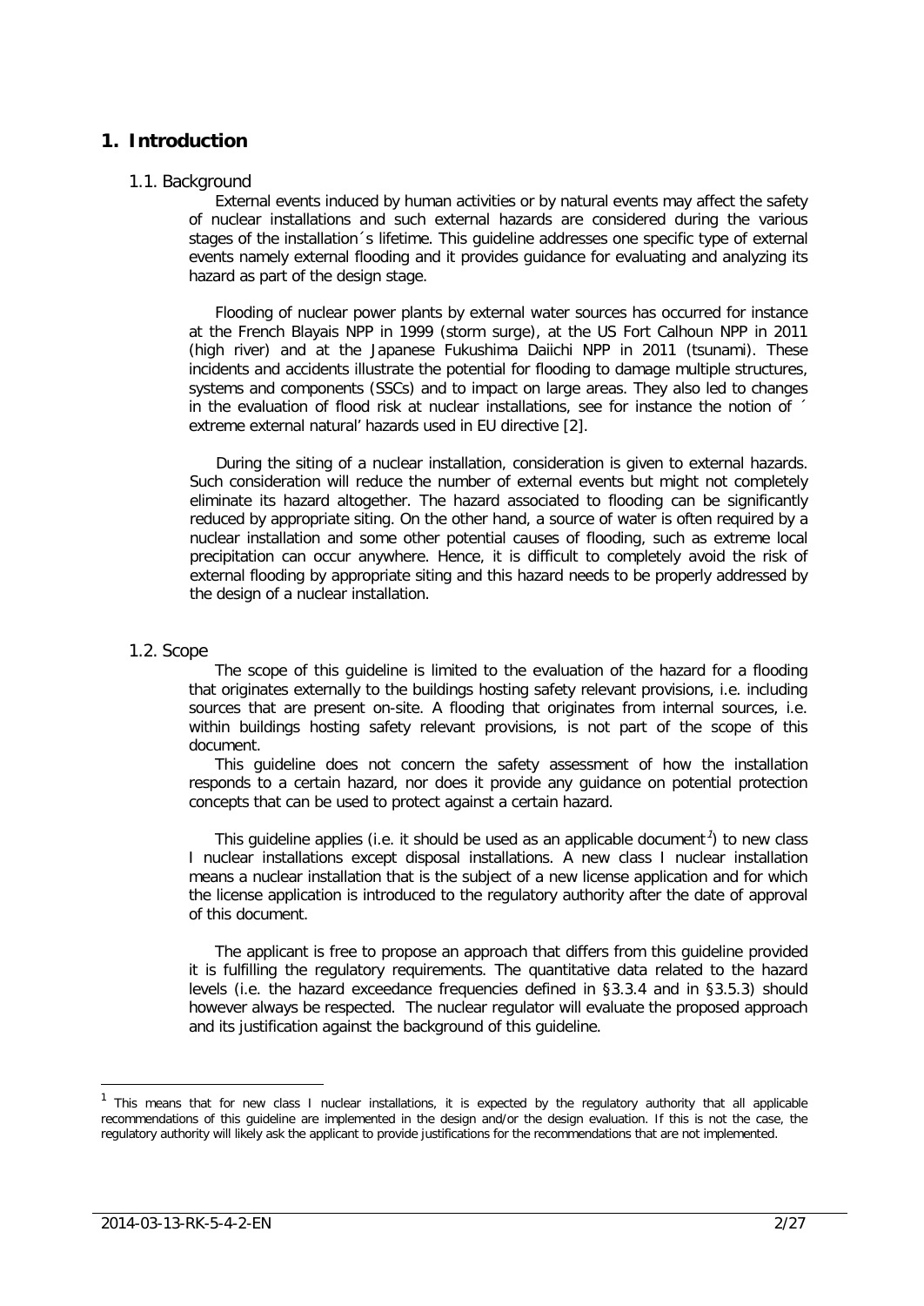# 1. Introduction

## 1.1. Background

External events induced by human activities or by natural events may affect the safety of nuclear installations and such external hazards are considered during the various stages of the installation´s lifetime. This guideline addresses one specific type of external events namely external flooding and it provides guidance for evaluating and analyzing its hazard as part of the design stage.

Flooding of nuclear power plants by external water sources has occurred for instance at the French Blayais NPP in 1999 (storm surge), at the US Fort Calhoun NPP in 2011 (high river) and at the Japanese Fukushima Daiichi NPP in 2011 (tsunami). These incidents and accidents illustrate the potential for flooding to damage multiple structures, systems and components (SSCs) and to impact on large areas. They also led to changes in the evaluation of flood risk at nuclear installations, see for instance the notion of ´ extreme external natural' hazards used in EU directive [2].

During the siting of a nuclear installation, consideration is given to external hazards. Such consideration will reduce the number of external events but might not completely eliminate its hazard altogether. The hazard associated to flooding can be significantly reduced by appropriate siting. On the other hand, a source of water is often required by a nuclear installation and some other potential causes of flooding, such as extreme local precipitation can occur anywhere. Hence, it is difficult to completely avoid the risk of external flooding by appropriate siting and this hazard needs to be properly addressed by the design of a nuclear installation.

## 1.2. Scope

The scope of this guideline is limited to the evaluation of the hazard for a flooding that originates externally to the buildings hosting safety relevant provisions, i.e. including sources that are present on-site. A flooding that originates from internal sources, i.e. within buildings hosting safety relevant provisions, is not part of the scope of this document.

This guideline does not concern the safety assessment of how the installation responds to a certain hazard, nor does it provide any guidance on potential protection concepts that can be used to protect against a certain hazard.

This guideline applies (i.e. it should be used as an applicable document[1]) to new class I nuclear installations except disposal installations. A new class I nuclear installation means a nuclear installation that is the subject of a new license application and for which the license application is introduced to the regulatory authority after the date of approval of this document.

The applicant is free to propose an approach that differs from this guideline provided it is fulfilling the regulatory requirements. The quantitative data related to the hazard levels (i.e. the hazard exceedance frequencies defined in §3.3.4 and in §3.5.3) should however always be respected. The nuclear regulator will evaluate the proposed approach and its justification against the background of this guideline.

[1] This means that for new class I nuclear installations, it is expected by the regulatory authority that all applicable recommendations of this guideline are implemented in the design and/or the design evaluation. If this is not the case, the regulatory authority will likely ask the applicant to provide justifications for the recommendations that are not implemented.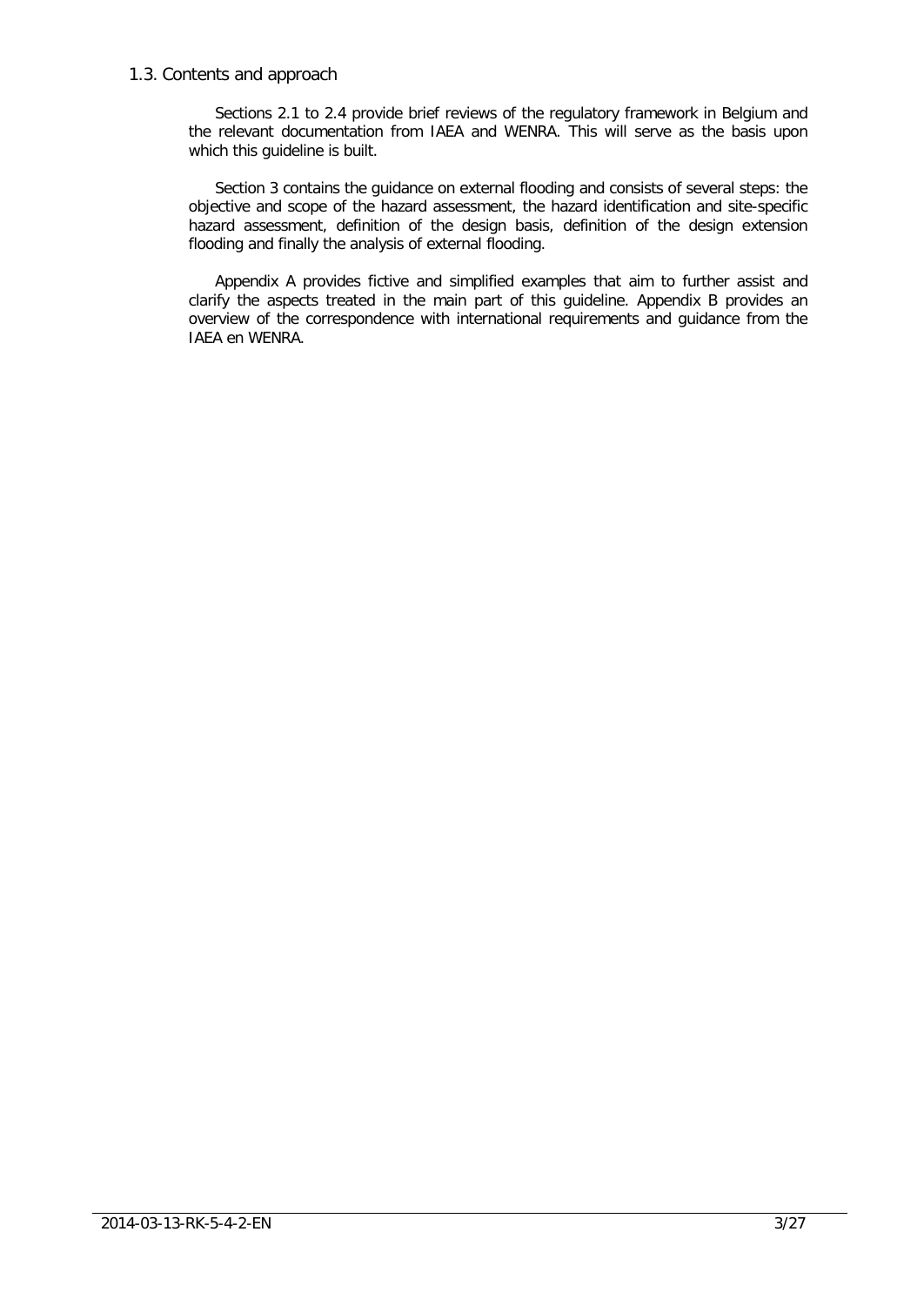## 1.3. Contents and approach

Sections 2.1 to 2.4 provide brief reviews of the regulatory framework in Belgium and the relevant documentation from IAEA and WENRA. This will serve as the basis upon which this guideline is built.

Section 3 contains the guidance on external flooding and consists of several steps: the objective and scope of the hazard assessment, the hazard identification and site-specific hazard assessment, definition of the design basis, definition of the design extension flooding and finally the analysis of external flooding.

Appendix A provides fictive and simplified examples that aim to further assist and clarify the aspects treated in the main part of this guideline. Appendix B provides an overview of the correspondence with international requirements and guidance from the IAEA en WENRA.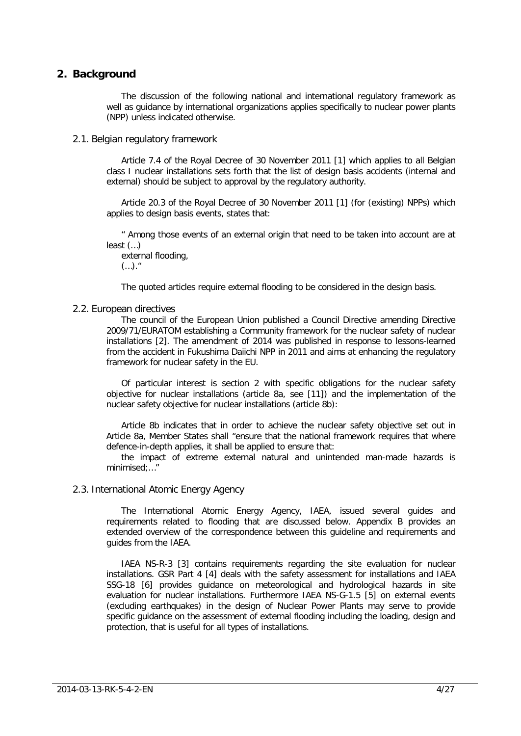## 2. Background

The discussion of the following national and international regulatory framework as well as guidance by international organizations applies specifically to nuclear power plants (NPP) unless indicated otherwise.

### 2.1. Belgian regulatory framework

Article 7.4 of the Royal Decree of 30 November 2011 [1] which applies to all Belgian class I nuclear installations sets forth that the list of design basis accidents (internal and external) should be subject to approval by the regulatory authority.

Article 20.3 of the Royal Decree of 30 November 2011 [1] (for (existing) NPPs) which applies to design basis events, states that:

" Among those events of an external origin that need to be taken into account are at least (…)
external flooding,
(…)."

The quoted articles require external flooding to be considered in the design basis.

### 2.2. European directives

The council of the European Union published a Council Directive amending Directive 2009/71/EURATOM establishing a Community framework for the nuclear safety of nuclear installations [2]. The amendment of 2014 was published in response to lessons-learned from the accident in Fukushima Daiichi NPP in 2011 and aims at enhancing the regulatory framework for nuclear safety in the EU.

Of particular interest is section 2 with specific obligations for the nuclear safety objective for nuclear installations (article 8a, see [11]) and the implementation of the nuclear safety objective for nuclear installations (article 8b):

Article 8b indicates that in order to achieve the nuclear safety objective set out in Article 8a, Member States shall "ensure that the national framework requires that where defence-in-depth applies, it shall be applied to ensure that:

the impact of extreme external natural and unintended man-made hazards is minimised;…"

### 2.3. International Atomic Energy Agency

The International Atomic Energy Agency, IAEA, issued several guides and requirements related to flooding that are discussed below. Appendix B provides an extended overview of the correspondence between this guideline and requirements and guides from the IAEA.

IAEA NS-R-3 [3] contains requirements regarding the site evaluation for nuclear installations. GSR Part 4 [4] deals with the safety assessment for installations and IAEA SSG-18 [6] provides guidance on meteorological and hydrological hazards in site evaluation for nuclear installations. Furthermore IAEA NS-G-1.5 [5] on external events (excluding earthquakes) in the design of Nuclear Power Plants may serve to provide specific guidance on the assessment of external flooding including the loading, design and protection, that is useful for all types of installations.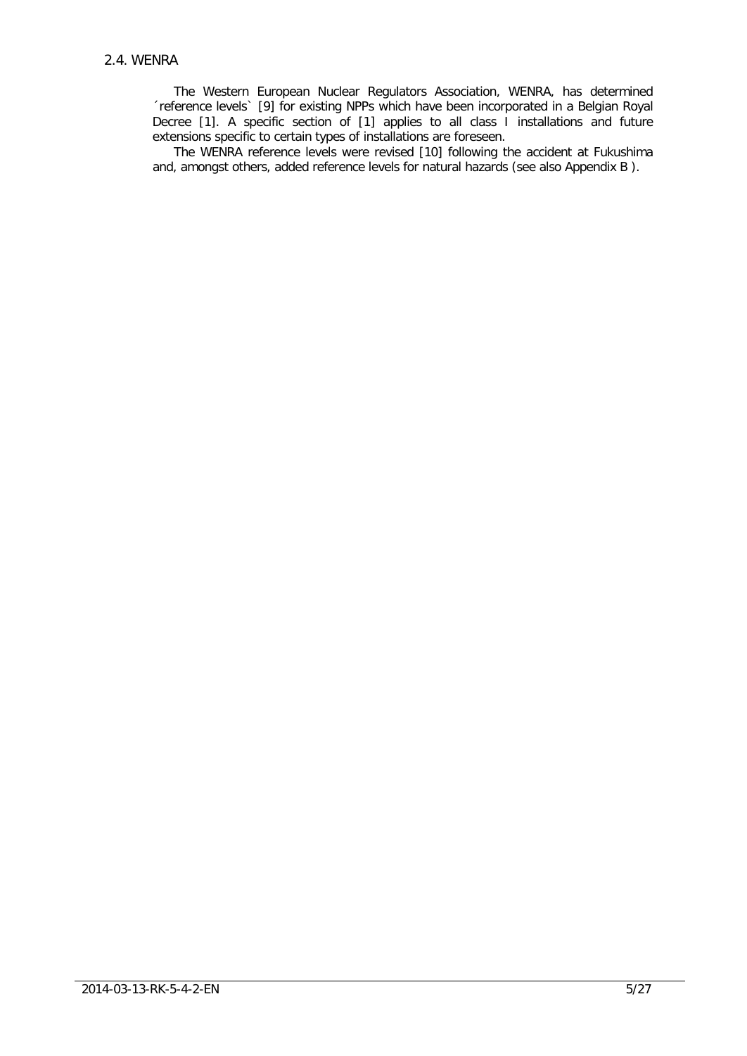## 2.4. WENRA

The Western European Nuclear Regulators Association, WENRA, has determined ´reference levels` [9] for existing NPPs which have been incorporated in a Belgian Royal Decree [1]. A specific section of [1] applies to all class I installations and future extensions specific to certain types of installations are foreseen.

The WENRA reference levels were revised [10] following the accident at Fukushima and, amongst others, added reference levels for natural hazards (see also Appendix B ).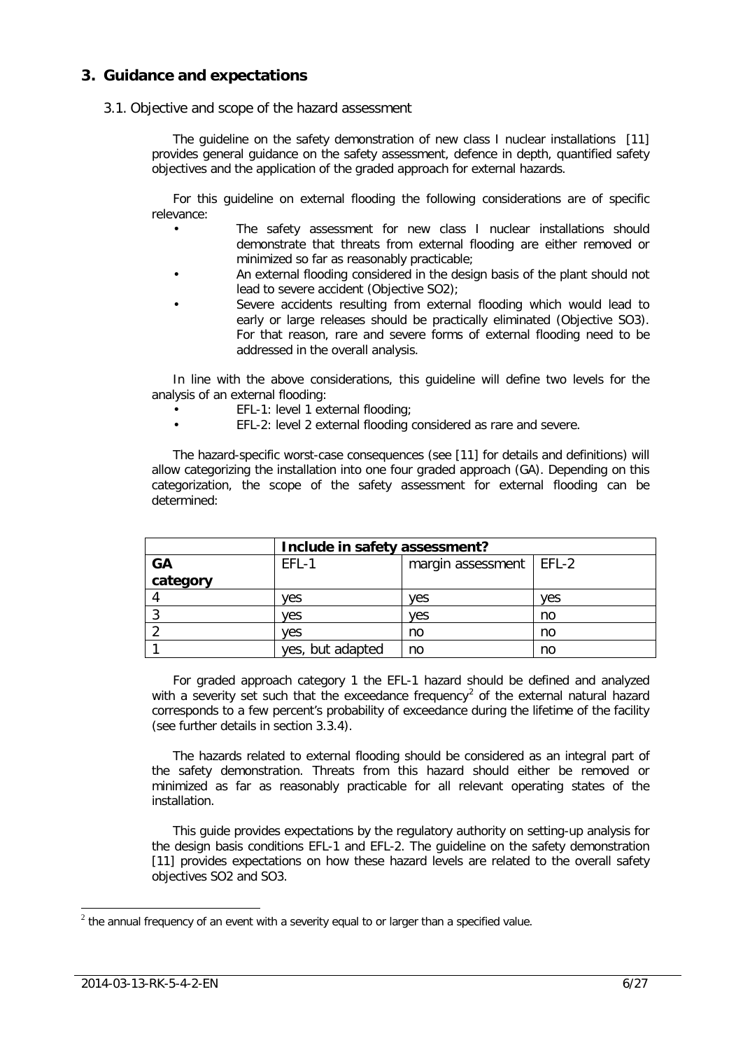# 3. Guidance and expectations

## 3.1. Objective and scope of the hazard assessment

The guideline on the safety demonstration of new class I nuclear installations [11] provides general guidance on the safety assessment, defence in depth, quantified safety objectives and the application of the graded approach for external hazards.

For this guideline on external flooding the following considerations are of specific relevance:

- The safety assessment for new class I nuclear installations should demonstrate that threats from external flooding are either removed or minimized so far as reasonably practicable;
- An external flooding considered in the design basis of the plant should not lead to severe accident (Objective SO2);
- Severe accidents resulting from external flooding which would lead to early or large releases should be practically eliminated (Objective SO3). For that reason, rare and severe forms of external flooding need to be addressed in the overall analysis.

In line with the above considerations, this guideline will define two levels for the analysis of an external flooding:

- EFL-1: level 1 external flooding;
- EFL-2: level 2 external flooding considered as rare and severe.

The hazard-specific worst-case consequences (see [11] for details and definitions) will allow categorizing the installation into one four graded approach (GA). Depending on this categorization, the scope of the safety assessment for external flooding can be determined:

| | Include in safety assessment? | | |
|---|---|---|---|
| **GA category** | EFL-1 | margin assessment | EFL-2 |
| 4 | yes | yes | yes |
| 3 | yes | yes | no |
| 2 | yes | no | no |
| 1 | yes, but adapted | no | no |

For graded approach category 1 the EFL-1 hazard should be defined and analyzed with a severity set such that the exceedance frequency[2] of the external natural hazard corresponds to a few percent's probability of exceedance during the lifetime of the facility (see further details in section 3.3.4).

The hazards related to external flooding should be considered as an integral part of the safety demonstration. Threats from this hazard should either be removed or minimized as far as reasonably practicable for all relevant operating states of the installation.

This guide provides expectations by the regulatory authority on setting-up analysis for the design basis conditions EFL-1 and EFL-2. The guideline on the safety demonstration [11] provides expectations on how these hazard levels are related to the overall safety objectives SO2 and SO3.

[2] the annual frequency of an event with a severity equal to or larger than a specified value.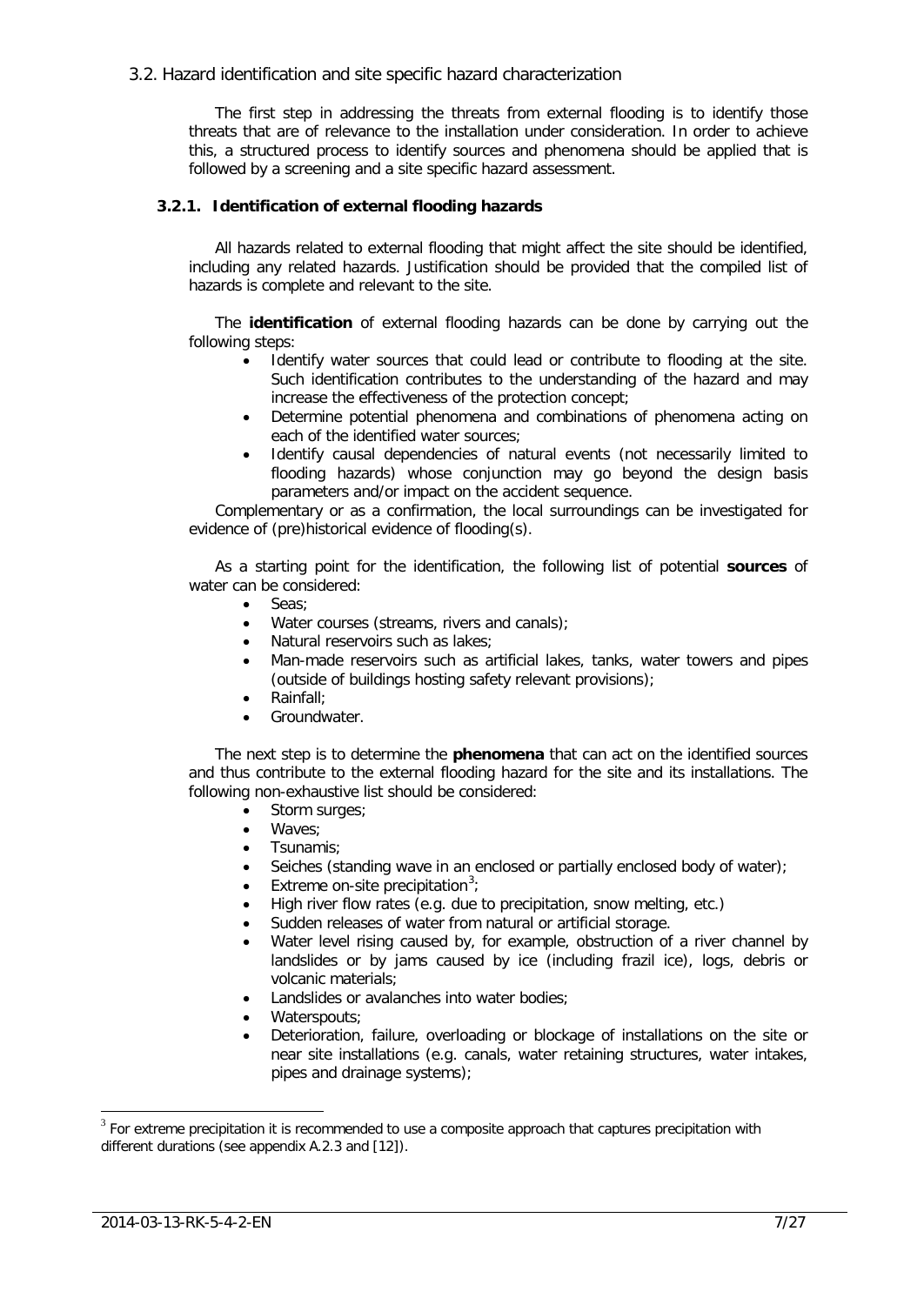## 3.2. Hazard identification and site specific hazard characterization

The first step in addressing the threats from external flooding is to identify those threats that are of relevance to the installation under consideration. In order to achieve this, a structured process to identify sources and phenomena should be applied that is followed by a screening and a site specific hazard assessment.

### 3.2.1. Identification of external flooding hazards

All hazards related to external flooding that might affect the site should be identified, including any related hazards. Justification should be provided that the compiled list of hazards is complete and relevant to the site.

The **identification** of external flooding hazards can be done by carrying out the following steps:

- Identify water sources that could lead or contribute to flooding at the site. Such identification contributes to the understanding of the hazard and may increase the effectiveness of the protection concept;
- Determine potential phenomena and combinations of phenomena acting on each of the identified water sources;
- Identify causal dependencies of natural events (not necessarily limited to flooding hazards) whose conjunction may go beyond the design basis parameters and/or impact on the accident sequence.

Complementary or as a confirmation, the local surroundings can be investigated for evidence of (pre)historical evidence of flooding(s).

As a starting point for the identification, the following list of potential **sources** of water can be considered:

- Seas;
- Water courses (streams, rivers and canals);
- Natural reservoirs such as lakes;
- Man-made reservoirs such as artificial lakes, tanks, water towers and pipes (outside of buildings hosting safety relevant provisions);
- Rainfall;
- Groundwater.

The next step is to determine the **phenomena** that can act on the identified sources and thus contribute to the external flooding hazard for the site and its installations. The following non-exhaustive list should be considered:

- Storm surges;
- Waves;
- Tsunamis;
- Seiches (standing wave in an enclosed or partially enclosed body of water);
- Extreme on-site precipitation[3];
- High river flow rates (e.g. due to precipitation, snow melting, etc.)
- Sudden releases of water from natural or artificial storage.
- Water level rising caused by, for example, obstruction of a river channel by landslides or by jams caused by ice (including frazil ice), logs, debris or volcanic materials;
- Landslides or avalanches into water bodies;
- Waterspouts;
- Deterioration, failure, overloading or blockage of installations on the site or near site installations (e.g. canals, water retaining structures, water intakes, pipes and drainage systems);

[3] For extreme precipitation it is recommended to use a composite approach that captures precipitation with different durations (see appendix A.2.3 and [12]).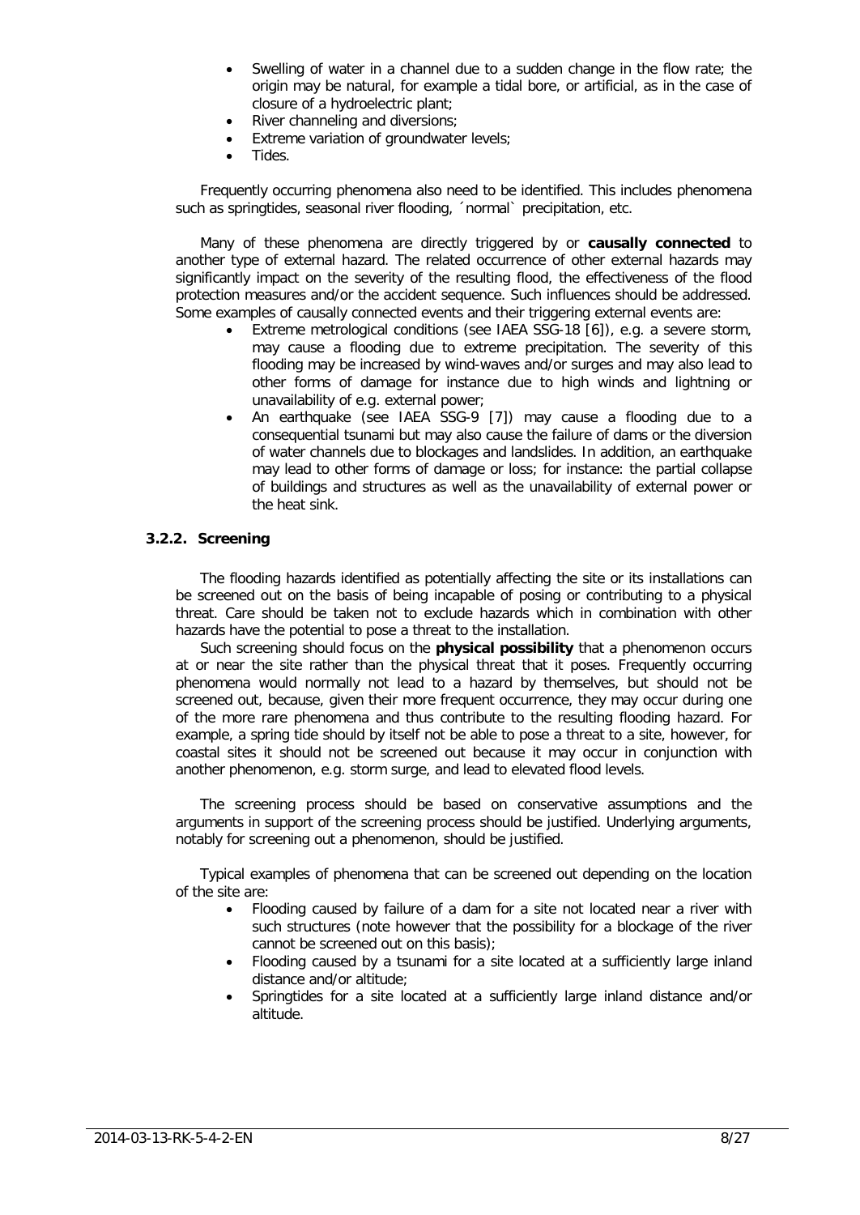- Swelling of water in a channel due to a sudden change in the flow rate; the origin may be natural, for example a tidal bore, or artificial, as in the case of closure of a hydroelectric plant;
- River channeling and diversions;
- Extreme variation of groundwater levels;
- Tides.

Frequently occurring phenomena also need to be identified. This includes phenomena such as springtides, seasonal river flooding, ´normal` precipitation, etc.

Many of these phenomena are directly triggered by or **causally connected** to another type of external hazard. The related occurrence of other external hazards may significantly impact on the severity of the resulting flood, the effectiveness of the flood protection measures and/or the accident sequence. Such influences should be addressed. Some examples of causally connected events and their triggering external events are:

- Extreme metrological conditions (see IAEA SSG-18 [6]), e.g. a severe storm, may cause a flooding due to extreme precipitation. The severity of this flooding may be increased by wind-waves and/or surges and may also lead to other forms of damage for instance due to high winds and lightning or unavailability of e.g. external power;
- An earthquake (see IAEA SSG-9 [7]) may cause a flooding due to a consequential tsunami but may also cause the failure of dams or the diversion of water channels due to blockages and landslides. In addition, an earthquake may lead to other forms of damage or loss; for instance: the partial collapse of buildings and structures as well as the unavailability of external power or the heat sink.

### 3.2.2. Screening

The flooding hazards identified as potentially affecting the site or its installations can be screened out on the basis of being incapable of posing or contributing to a physical threat. Care should be taken not to exclude hazards which in combination with other hazards have the potential to pose a threat to the installation.

Such screening should focus on the **physical possibility** that a phenomenon occurs at or near the site rather than the physical threat that it poses. Frequently occurring phenomena would normally not lead to a hazard by themselves, but should not be screened out, because, given their more frequent occurrence, they may occur during one of the more rare phenomena and thus contribute to the resulting flooding hazard. For example, a spring tide should by itself not be able to pose a threat to a site, however, for coastal sites it should not be screened out because it may occur in conjunction with another phenomenon, e.g. storm surge, and lead to elevated flood levels.

The screening process should be based on conservative assumptions and the arguments in support of the screening process should be justified. Underlying arguments, notably for screening out a phenomenon, should be justified.

Typical examples of phenomena that can be screened out depending on the location of the site are:

- Flooding caused by failure of a dam for a site not located near a river with such structures (note however that the possibility for a blockage of the river cannot be screened out on this basis);
- Flooding caused by a tsunami for a site located at a sufficiently large inland distance and/or altitude;
- Springtides for a site located at a sufficiently large inland distance and/or altitude.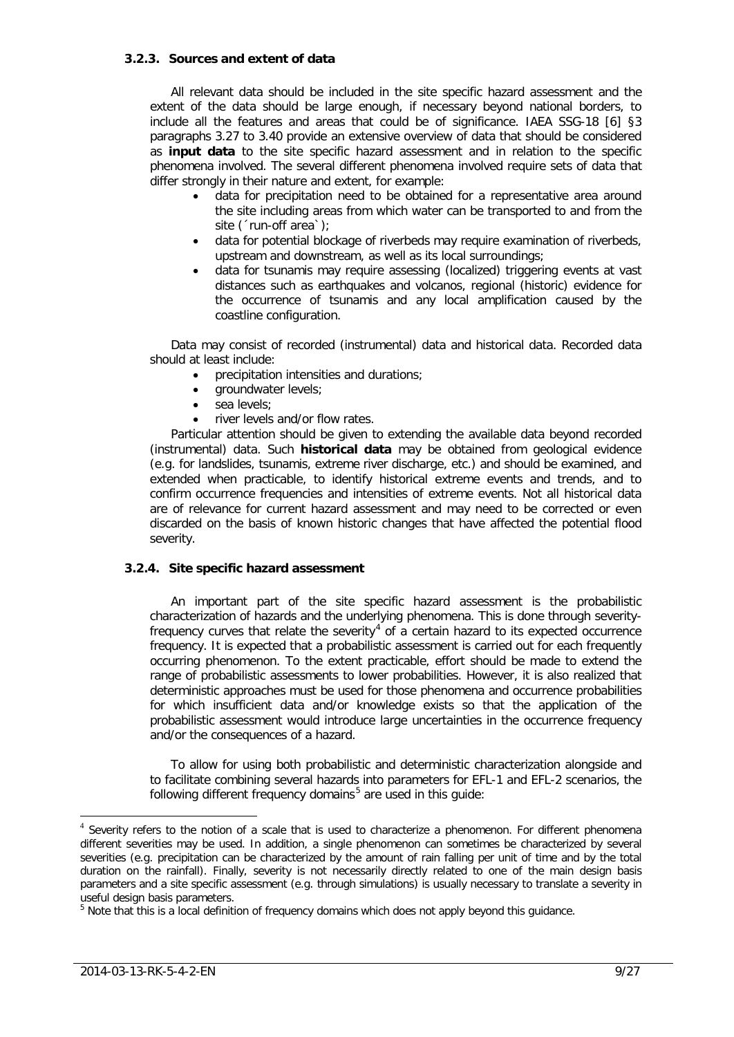### 3.2.3. Sources and extent of data

All relevant data should be included in the site specific hazard assessment and the extent of the data should be large enough, if necessary beyond national borders, to include all the features and areas that could be of significance. IAEA SSG-18 [6] §3 paragraphs 3.27 to 3.40 provide an extensive overview of data that should be considered as **input data** to the site specific hazard assessment and in relation to the specific phenomena involved. The several different phenomena involved require sets of data that differ strongly in their nature and extent, for example:

- data for precipitation need to be obtained for a representative area around the site including areas from which water can be transported to and from the site (´run-off area`);
- data for potential blockage of riverbeds may require examination of riverbeds, upstream and downstream, as well as its local surroundings;
- data for tsunamis may require assessing (localized) triggering events at vast distances such as earthquakes and volcanos, regional (historic) evidence for the occurrence of tsunamis and any local amplification caused by the coastline configuration.

Data may consist of recorded (instrumental) data and historical data. Recorded data should at least include:

- precipitation intensities and durations;
- groundwater levels;
- sea levels;
- river levels and/or flow rates.

Particular attention should be given to extending the available data beyond recorded (instrumental) data. Such **historical data** may be obtained from geological evidence (e.g. for landslides, tsunamis, extreme river discharge, etc.) and should be examined, and extended when practicable, to identify historical extreme events and trends, and to confirm occurrence frequencies and intensities of extreme events. Not all historical data are of relevance for current hazard assessment and may need to be corrected or even discarded on the basis of known historic changes that have affected the potential flood severity.

### 3.2.4. Site specific hazard assessment

An important part of the site specific hazard assessment is the probabilistic characterization of hazards and the underlying phenomena. This is done through severity-frequency curves that relate the severity[4] of a certain hazard to its expected occurrence frequency. It is expected that a probabilistic assessment is carried out for each frequently occurring phenomenon. To the extent practicable, effort should be made to extend the range of probabilistic assessments to lower probabilities. However, it is also realized that deterministic approaches must be used for those phenomena and occurrence probabilities for which insufficient data and/or knowledge exists so that the application of the probabilistic assessment would introduce large uncertainties in the occurrence frequency and/or the consequences of a hazard.

To allow for using both probabilistic and deterministic characterization alongside and to facilitate combining several hazards into parameters for EFL-1 and EFL-2 scenarios, the following different frequency domains[5] are used in this guide:

[4] Severity refers to the notion of a scale that is used to characterize a phenomenon. For different phenomena different severities may be used. In addition, a single phenomenon can sometimes be characterized by several severities (e.g. precipitation can be characterized by the amount of rain falling per unit of time and by the total duration on the rainfall). Finally, severity is not necessarily directly related to one of the main design basis parameters and a site specific assessment (e.g. through simulations) is usually necessary to translate a severity in useful design basis parameters.

[5] Note that this is a local definition of frequency domains which does not apply beyond this guidance.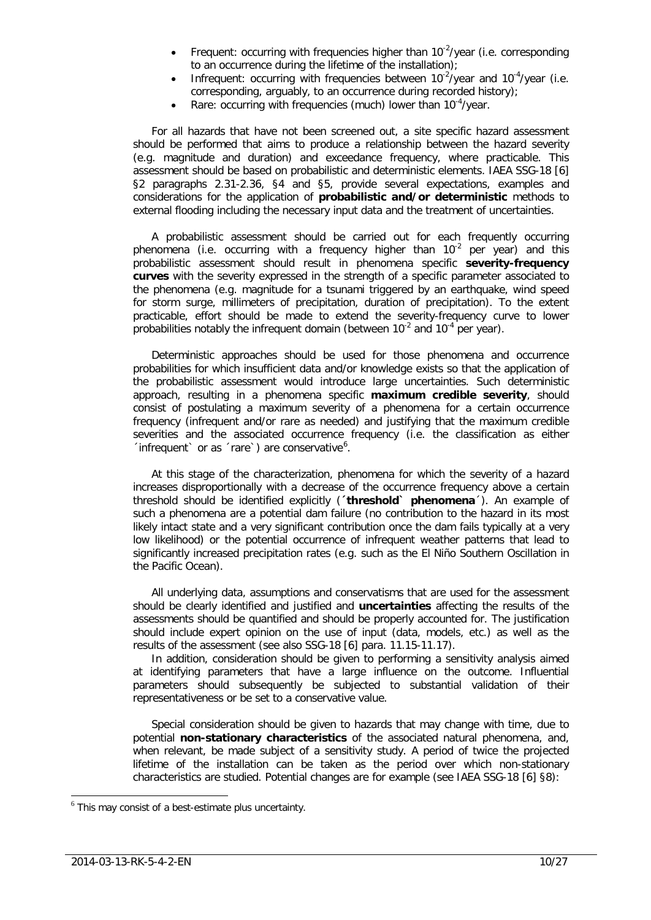- Frequent: occurring with frequencies higher than $10^{-2}$/year (i.e. corresponding to an occurrence during the lifetime of the installation);
- Infrequent: occurring with frequencies between $10^{-2}$/year and $10^{-4}$/year (i.e. corresponding, arguably, to an occurrence during recorded history);
- Rare: occurring with frequencies (much) lower than $10^{-4}$/year.

For all hazards that have not been screened out, a site specific hazard assessment should be performed that aims to produce a relationship between the hazard severity (e.g. magnitude and duration) and exceedance frequency, where practicable. This assessment should be based on probabilistic and deterministic elements. IAEA SSG-18 [6] §2 paragraphs 2.31-2.36, §4 and §5, provide several expectations, examples and considerations for the application of **probabilistic and/or deterministic** methods to external flooding including the necessary input data and the treatment of uncertainties.

A probabilistic assessment should be carried out for each frequently occurring phenomena (i.e. occurring with a frequency higher than $10^{-2}$ per year) and this probabilistic assessment should result in phenomena specific **severity-frequency curves** with the severity expressed in the strength of a specific parameter associated to the phenomena (e.g. magnitude for a tsunami triggered by an earthquake, wind speed for storm surge, millimeters of precipitation, duration of precipitation). To the extent practicable, effort should be made to extend the severity-frequency curve to lower probabilities notably the infrequent domain (between $10^{-2}$ and $10^{-4}$ per year).

Deterministic approaches should be used for those phenomena and occurrence probabilities for which insufficient data and/or knowledge exists so that the application of the probabilistic assessment would introduce large uncertainties. Such deterministic approach, resulting in a phenomena specific **maximum credible severity**, should consist of postulating a maximum severity of a phenomena for a certain occurrence frequency (infrequent and/or rare as needed) and justifying that the maximum credible severities and the associated occurrence frequency (i.e. the classification as either ´infrequent` or as ´rare`) are conservative[6].

At this stage of the characterization, phenomena for which the severity of a hazard increases disproportionally with a decrease of the occurrence frequency above a certain threshold should be identified explicitly (´**threshold` phenomena**´). An example of such a phenomena are a potential dam failure (no contribution to the hazard in its most likely intact state and a very significant contribution once the dam fails typically at a very low likelihood) or the potential occurrence of infrequent weather patterns that lead to significantly increased precipitation rates (e.g. such as the El Niño Southern Oscillation in the Pacific Ocean).

All underlying data, assumptions and conservatisms that are used for the assessment should be clearly identified and justified and **uncertainties** affecting the results of the assessments should be quantified and should be properly accounted for. The justification should include expert opinion on the use of input (data, models, etc.) as well as the results of the assessment (see also SSG-18 [6] para. 11.15-11.17).

In addition, consideration should be given to performing a sensitivity analysis aimed at identifying parameters that have a large influence on the outcome. Influential parameters should subsequently be subjected to substantial validation of their representativeness or be set to a conservative value.

Special consideration should be given to hazards that may change with time, due to potential **non-stationary characteristics** of the associated natural phenomena, and, when relevant, be made subject of a sensitivity study. A period of twice the projected lifetime of the installation can be taken as the period over which non-stationary characteristics are studied. Potential changes are for example (see IAEA SSG-18 [6] §8):

[6] This may consist of a best-estimate plus uncertainty.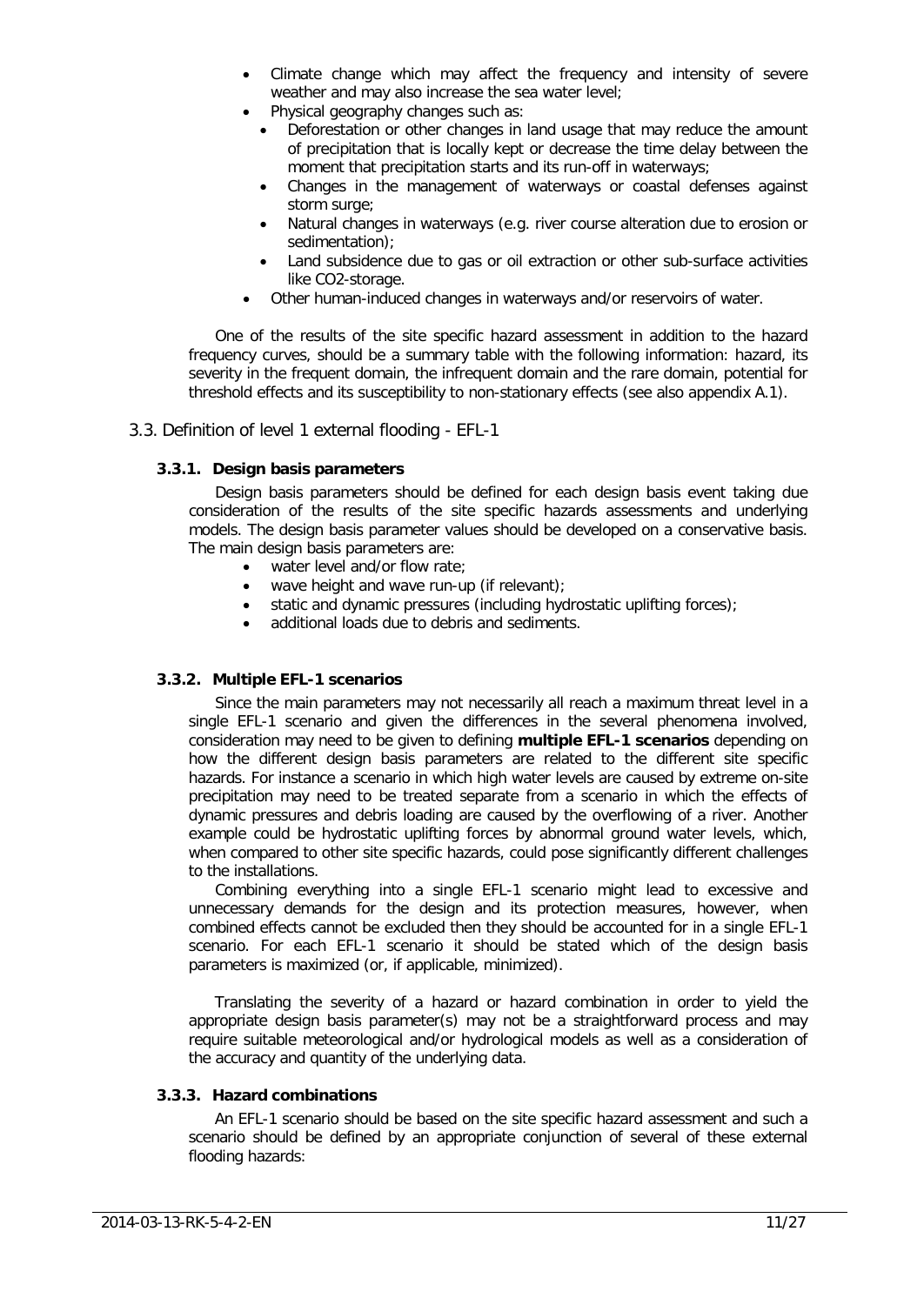- Climate change which may affect the frequency and intensity of severe weather and may also increase the sea water level;
- Physical geography changes such as:
  - Deforestation or other changes in land usage that may reduce the amount of precipitation that is locally kept or decrease the time delay between the moment that precipitation starts and its run-off in waterways;
  - Changes in the management of waterways or coastal defenses against storm surge;
  - Natural changes in waterways (e.g. river course alteration due to erosion or sedimentation);
  - Land subsidence due to gas or oil extraction or other sub-surface activities like $CO_2$-storage.
- Other human-induced changes in waterways and/or reservoirs of water.

One of the results of the site specific hazard assessment in addition to the hazard frequency curves, should be a summary table with the following information: hazard, its severity in the frequent domain, the infrequent domain and the rare domain, potential for threshold effects and its susceptibility to non-stationary effects (see also appendix A.1).

## 3.3. Definition of level 1 external flooding - EFL-1

### 3.3.1. Design basis parameters

Design basis parameters should be defined for each design basis event taking due consideration of the results of the site specific hazards assessments and underlying models. The design basis parameter values should be developed on a conservative basis. The main design basis parameters are:

- water level and/or flow rate;
- wave height and wave run-up (if relevant);
- static and dynamic pressures (including hydrostatic uplifting forces);
- additional loads due to debris and sediments.

### 3.3.2. Multiple EFL-1 scenarios

Since the main parameters may not necessarily all reach a maximum threat level in a single EFL-1 scenario and given the differences in the several phenomena involved, consideration may need to be given to defining **multiple EFL-1 scenarios** depending on how the different design basis parameters are related to the different site specific hazards. For instance a scenario in which high water levels are caused by extreme on-site precipitation may need to be treated separate from a scenario in which the effects of dynamic pressures and debris loading are caused by the overflowing of a river. Another example could be hydrostatic uplifting forces by abnormal ground water levels, which, when compared to other site specific hazards, could pose significantly different challenges to the installations.

Combining everything into a single EFL-1 scenario might lead to excessive and unnecessary demands for the design and its protection measures, however, when combined effects cannot be excluded then they should be accounted for in a single EFL-1 scenario. For each EFL-1 scenario it should be stated which of the design basis parameters is maximized (or, if applicable, minimized).

Translating the severity of a hazard or hazard combination in order to yield the appropriate design basis parameter(s) may not be a straightforward process and may require suitable meteorological and/or hydrological models as well as a consideration of the accuracy and quantity of the underlying data.

### 3.3.3. Hazard combinations

An EFL-1 scenario should be based on the site specific hazard assessment and such a scenario should be defined by an appropriate conjunction of several of these external flooding hazards: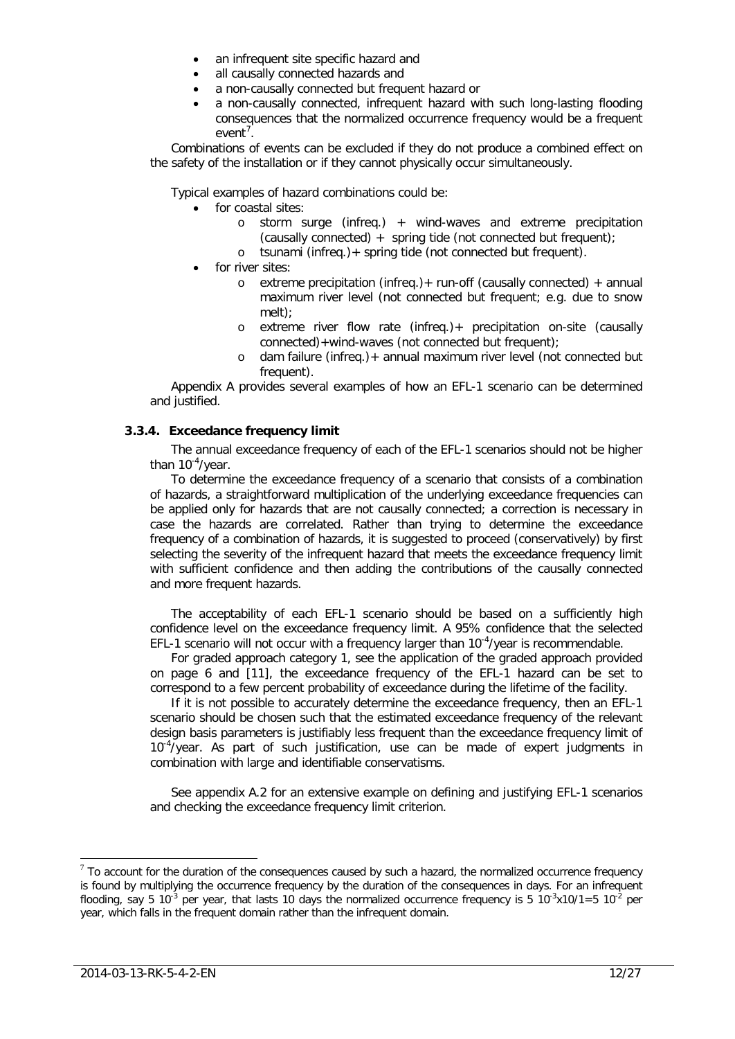- an infrequent site specific hazard and
- all causally connected hazards and
- a non-causally connected but frequent hazard or
- a non-causally connected, infrequent hazard with such long-lasting flooding consequences that the normalized occurrence frequency would be a frequent event[7].

Combinations of events can be excluded if they do not produce a combined effect on the safety of the installation or if they cannot physically occur simultaneously.

Typical examples of hazard combinations could be:

- for coastal sites:
  - storm surge (infreq.) + wind-waves and extreme precipitation (causally connected) + spring tide (not connected but frequent);
  - tsunami (infreq.)+ spring tide (not connected but frequent).
- for river sites:
  - extreme precipitation (infreq.)+ run-off (causally connected) + annual maximum river level (not connected but frequent; e.g. due to snow melt);
  - extreme river flow rate (infreq.)+ precipitation on-site (causally connected)+wind-waves (not connected but frequent);
  - dam failure (infreq.)+ annual maximum river level (not connected but frequent).

Appendix A provides several examples of how an EFL-1 scenario can be determined and justified.

### 3.3.4. Exceedance frequency limit

The annual exceedance frequency of each of the EFL-1 scenarios should not be higher than $10^{-4}$/year.

To determine the exceedance frequency of a scenario that consists of a combination of hazards, a straightforward multiplication of the underlying exceedance frequencies can be applied only for hazards that are not causally connected; a correction is necessary in case the hazards are correlated. Rather than trying to determine the exceedance frequency of a combination of hazards, it is suggested to proceed (conservatively) by first selecting the severity of the infrequent hazard that meets the exceedance frequency limit with sufficient confidence and then adding the contributions of the causally connected and more frequent hazards.

The acceptability of each EFL-1 scenario should be based on a sufficiently high confidence level on the exceedance frequency limit. A 95% confidence that the selected EFL-1 scenario will not occur with a frequency larger than $10^{-4}$/year is recommendable.

For graded approach category 1, see the application of the graded approach provided on page 6 and [11], the exceedance frequency of the EFL-1 hazard can be set to correspond to a few percent probability of exceedance during the lifetime of the facility.

If it is not possible to accurately determine the exceedance frequency, then an EFL-1 scenario should be chosen such that the estimated exceedance frequency of the relevant design basis parameters is justifiably less frequent than the exceedance frequency limit of $10^{-4}$/year. As part of such justification, use can be made of expert judgments in combination with large and identifiable conservatisms.

See appendix A.2 for an extensive example on defining and justifying EFL-1 scenarios and checking the exceedance frequency limit criterion.

---

[7] To account for the duration of the consequences caused by such a hazard, the normalized occurrence frequency is found by multiplying the occurrence frequency by the duration of the consequences in days. For an infrequent flooding, say $5\ 10^{-3}$ per year, that lasts 10 days the normalized occurrence frequency is $5\ 10^{-3}\text{x}10/1=5\ 10^{-2}$ per year, which falls in the frequent domain rather than the infrequent domain.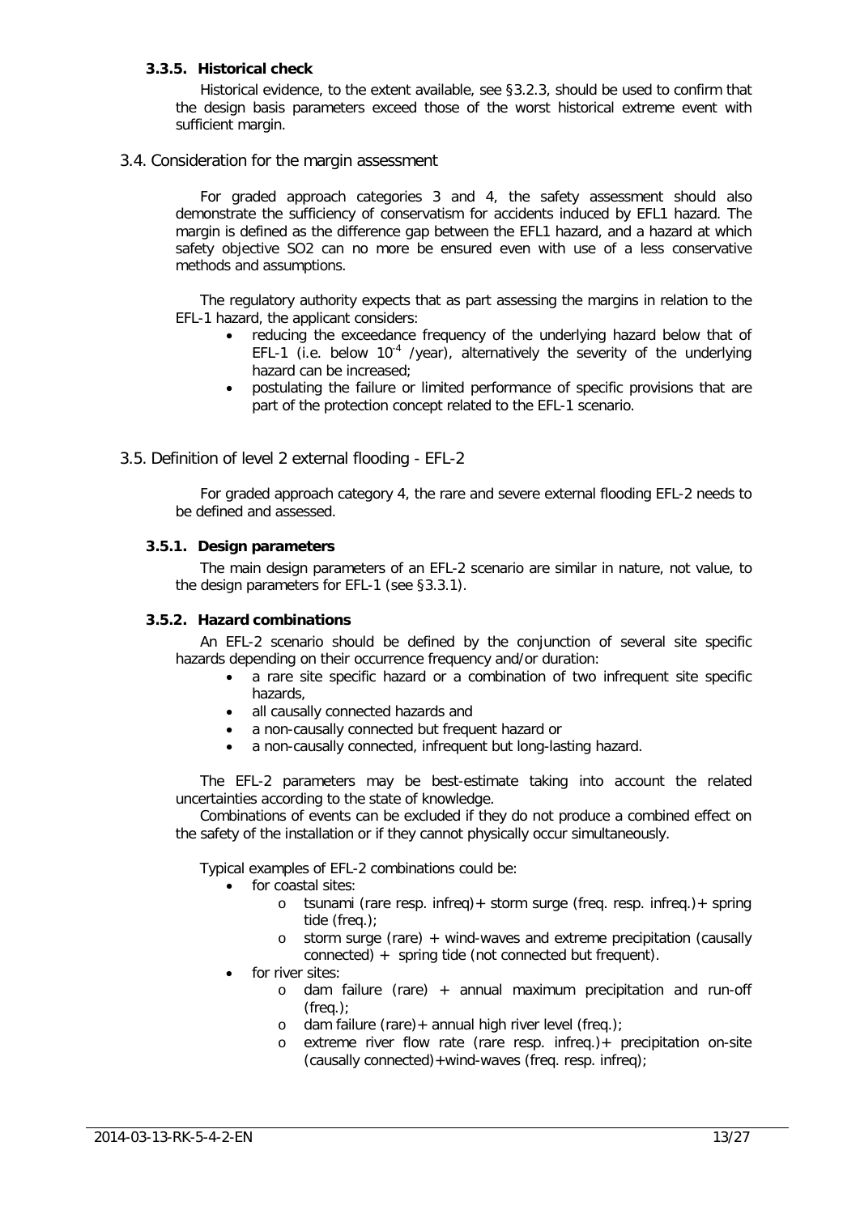#### 3.3.5. Historical check

Historical evidence, to the extent available, see §3.2.3, should be used to confirm that the design basis parameters exceed those of the worst historical extreme event with sufficient margin.

## 3.4. Consideration for the margin assessment

For graded approach categories 3 and 4, the safety assessment should also demonstrate the sufficiency of conservatism for accidents induced by EFL1 hazard. The margin is defined as the difference gap between the EFL1 hazard, and a hazard at which safety objective SO2 can no more be ensured even with use of a less conservative methods and assumptions.

The regulatory authority expects that as part assessing the margins in relation to the EFL-1 hazard, the applicant considers:

- reducing the exceedance frequency of the underlying hazard below that of EFL-1 (i.e. below $10^{-4}$ /year), alternatively the severity of the underlying hazard can be increased;
- postulating the failure or limited performance of specific provisions that are part of the protection concept related to the EFL-1 scenario.

## 3.5. Definition of level 2 external flooding - EFL-2

For graded approach category 4, the rare and severe external flooding EFL-2 needs to be defined and assessed.

#### 3.5.1. Design parameters

The main design parameters of an EFL-2 scenario are similar in nature, not value, to the design parameters for EFL-1 (see §3.3.1).

#### 3.5.2. Hazard combinations

An EFL-2 scenario should be defined by the conjunction of several site specific hazards depending on their occurrence frequency and/or duration:

- a rare site specific hazard or a combination of two infrequent site specific hazards,
- all causally connected hazards and
- a non-causally connected but frequent hazard or
- a non-causally connected, infrequent but long-lasting hazard.

The EFL-2 parameters may be best-estimate taking into account the related uncertainties according to the state of knowledge.

Combinations of events can be excluded if they do not produce a combined effect on the safety of the installation or if they cannot physically occur simultaneously.

Typical examples of EFL-2 combinations could be:

- for coastal sites:
  - tsunami (rare resp. infreq)+ storm surge (freq. resp. infreq.)+ spring tide (freq.);
  - storm surge (rare) + wind-waves and extreme precipitation (causally connected) + spring tide (not connected but frequent).
- for river sites:
  - dam failure (rare) + annual maximum precipitation and run-off (freq.);
  - dam failure (rare)+ annual high river level (freq.);
  - extreme river flow rate (rare resp. infreq.)+ precipitation on-site (causally connected)+wind-waves (freq. resp. infreq);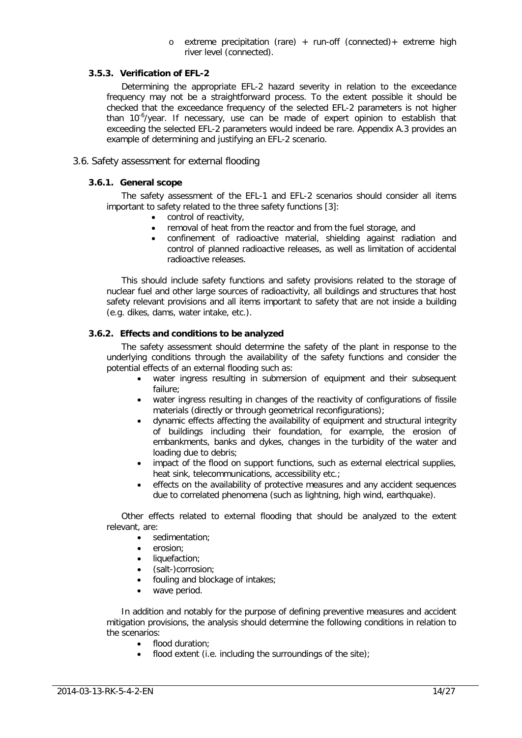- extreme precipitation (rare) + run-off (connected)+ extreme high river level (connected).

### 3.5.3. Verification of EFL-2

Determining the appropriate EFL-2 hazard severity in relation to the exceedance frequency may not be a straightforward process. To the extent possible it should be checked that the exceedance frequency of the selected EFL-2 parameters is not higher than $10^{-6}$/year. If necessary, use can be made of expert opinion to establish that exceeding the selected EFL-2 parameters would indeed be rare. Appendix A.3 provides an example of determining and justifying an EFL-2 scenario.

## 3.6. Safety assessment for external flooding

### 3.6.1. General scope

The safety assessment of the EFL-1 and EFL-2 scenarios should consider all items important to safety related to the three safety functions [3]:

- control of reactivity,
- removal of heat from the reactor and from the fuel storage, and
- confinement of radioactive material, shielding against radiation and control of planned radioactive releases, as well as limitation of accidental radioactive releases.

This should include safety functions and safety provisions related to the storage of nuclear fuel and other large sources of radioactivity, all buildings and structures that host safety relevant provisions and all items important to safety that are not inside a building (e.g. dikes, dams, water intake, etc.).

### 3.6.2. Effects and conditions to be analyzed

The safety assessment should determine the safety of the plant in response to the underlying conditions through the availability of the safety functions and consider the potential effects of an external flooding such as:

- water ingress resulting in submersion of equipment and their subsequent failure;
- water ingress resulting in changes of the reactivity of configurations of fissile materials (directly or through geometrical reconfigurations);
- dynamic effects affecting the availability of equipment and structural integrity of buildings including their foundation, for example, the erosion of embankments, banks and dykes, changes in the turbidity of the water and loading due to debris;
- impact of the flood on support functions, such as external electrical supplies, heat sink, telecommunications, accessibility etc.;
- effects on the availability of protective measures and any accident sequences due to correlated phenomena (such as lightning, high wind, earthquake).

Other effects related to external flooding that should be analyzed to the extent relevant, are:

- sedimentation;
- erosion;
- liquefaction;
- (salt-)corrosion;
- fouling and blockage of intakes;
- wave period.

In addition and notably for the purpose of defining preventive measures and accident mitigation provisions, the analysis should determine the following conditions in relation to the scenarios:

- flood duration;
- flood extent (i.e. including the surroundings of the site);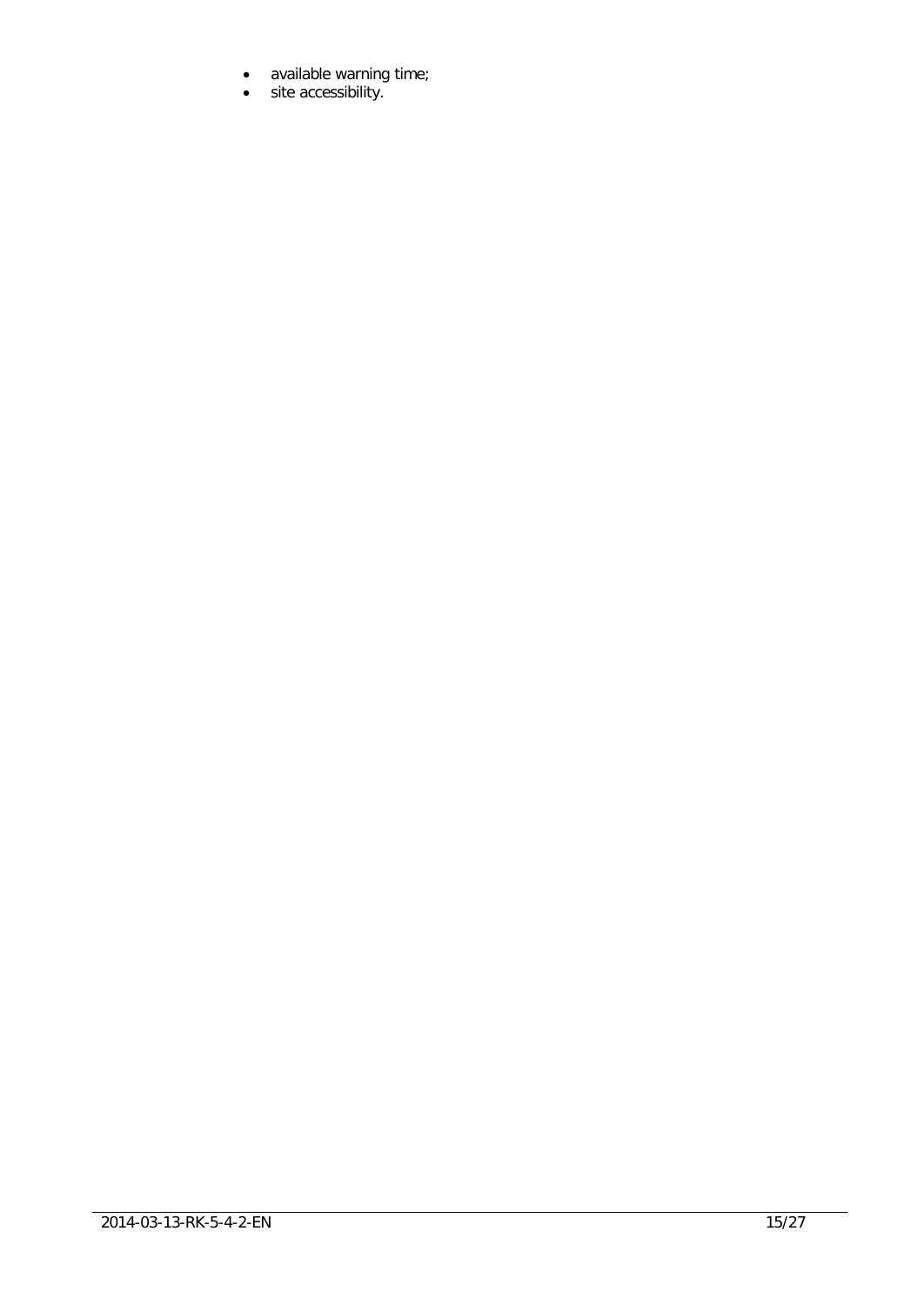- available warning time;
- site accessibility.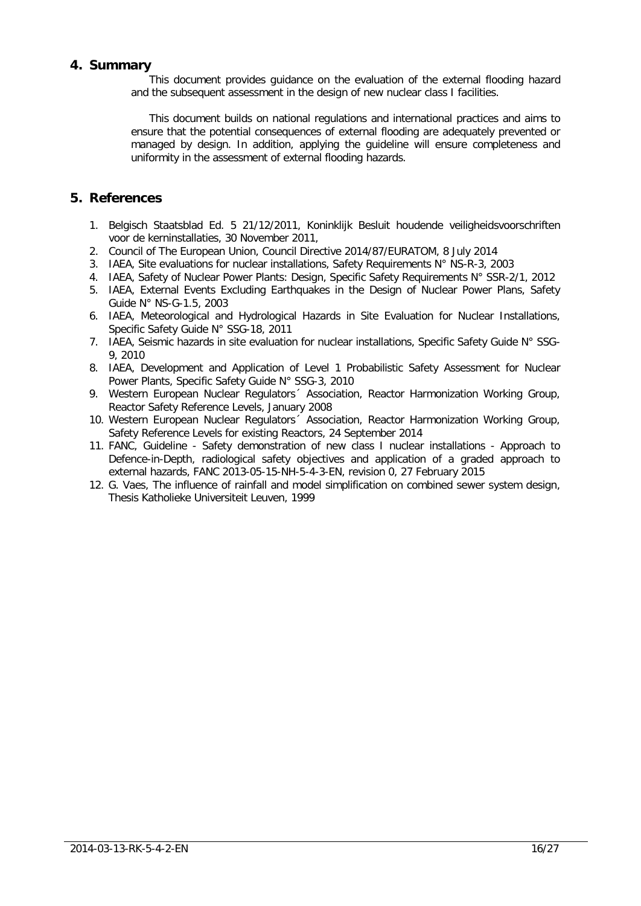## 4. Summary

This document provides guidance on the evaluation of the external flooding hazard and the subsequent assessment in the design of new nuclear class I facilities.

This document builds on national regulations and international practices and aims to ensure that the potential consequences of external flooding are adequately prevented or managed by design. In addition, applying the guideline will ensure completeness and uniformity in the assessment of external flooding hazards.

## 5. References

1. Belgisch Staatsblad Ed. 5 21/12/2011, Koninklijk Besluit houdende veiligheidsvoorschriften voor de kerninstallaties, 30 November 2011,
2. Council of The European Union, Council Directive 2014/87/EURATOM, 8 July 2014
3. IAEA, Site evaluations for nuclear installations, Safety Requirements N° NS-R-3, 2003
4. IAEA, Safety of Nuclear Power Plants: Design, Specific Safety Requirements N° SSR-2/1, 2012
5. IAEA, External Events Excluding Earthquakes in the Design of Nuclear Power Plans, Safety Guide N° NS-G-1.5, 2003
6. IAEA, Meteorological and Hydrological Hazards in Site Evaluation for Nuclear Installations, Specific Safety Guide N° SSG-18, 2011
7. IAEA, Seismic hazards in site evaluation for nuclear installations, Specific Safety Guide N° SSG-9, 2010
8. IAEA, Development and Application of Level 1 Probabilistic Safety Assessment for Nuclear Power Plants, Specific Safety Guide N° SSG-3, 2010
9. Western European Nuclear Regulators´ Association, Reactor Harmonization Working Group, Reactor Safety Reference Levels, January 2008
10. Western European Nuclear Regulators´ Association, Reactor Harmonization Working Group, Safety Reference Levels for existing Reactors, 24 September 2014
11. FANC, Guideline - Safety demonstration of new class I nuclear installations - Approach to Defence-in-Depth, radiological safety objectives and application of a graded approach to external hazards, FANC 2013-05-15-NH-5-4-3-EN, revision 0, 27 February 2015
12. G. Vaes, The influence of rainfall and model simplification on combined sewer system design, Thesis Katholieke Universiteit Leuven, 1999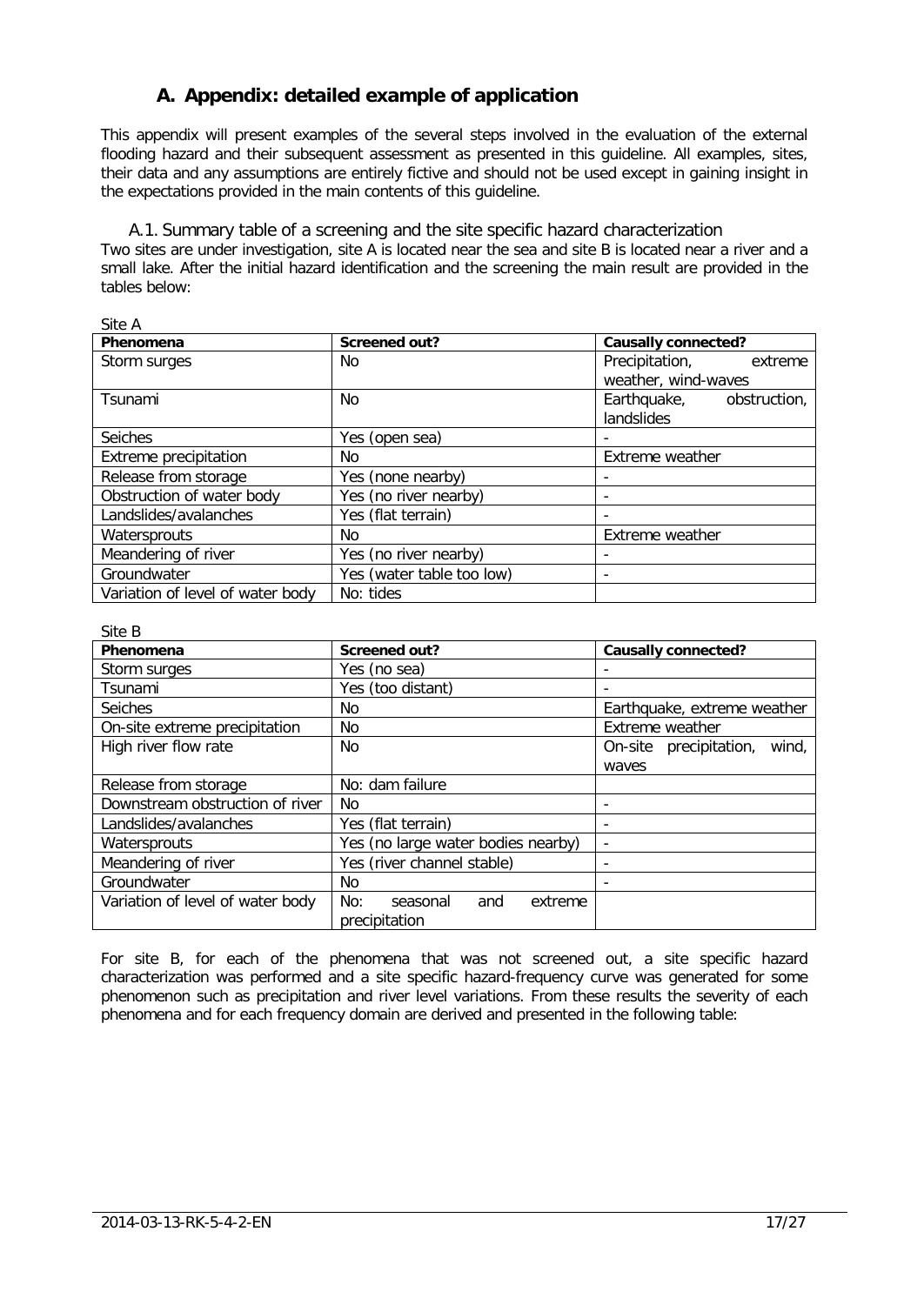# A. Appendix: detailed example of application

This appendix will present examples of the several steps involved in the evaluation of the external flooding hazard and their subsequent assessment as presented in this guideline. All examples, sites, their data and any assumptions are entirely fictive and should not be used except in gaining insight in the expectations provided in the main contents of this guideline.

## A.1. Summary table of a screening and the site specific hazard characterization

Two sites are under investigation, site A is located near the sea and site B is located near a river and a small lake. After the initial hazard identification and the screening the main result are provided in the tables below:

Site A

| Phenomena | Screened out? | Causally connected? |
|---|---|---|
| Storm surges | No | Precipitation, extreme weather, wind-waves |
| Tsunami | No | Earthquake, obstruction, landslides |
| Seiches | Yes (open sea) | - |
| Extreme precipitation | No | Extreme weather |
| Release from storage | Yes (none nearby) | - |
| Obstruction of water body | Yes (no river nearby) | - |
| Landslides/avalanches | Yes (flat terrain) | - |
| Watersprouts | No | Extreme weather |
| Meandering of river | Yes (no river nearby) | - |
| Groundwater | Yes (water table too low) | - |
| Variation of level of water body | No: tides | |

Site B

| Phenomena | Screened out? | Causally connected? |
|---|---|---|
| Storm surges | Yes (no sea) | - |
| Tsunami | Yes (too distant) | - |
| Seiches | No | Earthquake, extreme weather |
| On-site extreme precipitation | No | Extreme weather |
| High river flow rate | No | On-site precipitation, wind, waves |
| Release from storage | No: dam failure | |
| Downstream obstruction of river | No | - |
| Landslides/avalanches | Yes (flat terrain) | - |
| Watersprouts | Yes (no large water bodies nearby) | - |
| Meandering of river | Yes (river channel stable) | - |
| Groundwater | No | - |
| Variation of level of water body | No: seasonal and extreme precipitation | |

For site B, for each of the phenomena that was not screened out, a site specific hazard characterization was performed and a site specific hazard-frequency curve was generated for some phenomenon such as precipitation and river level variations. From these results the severity of each phenomena and for each frequency domain are derived and presented in the following table: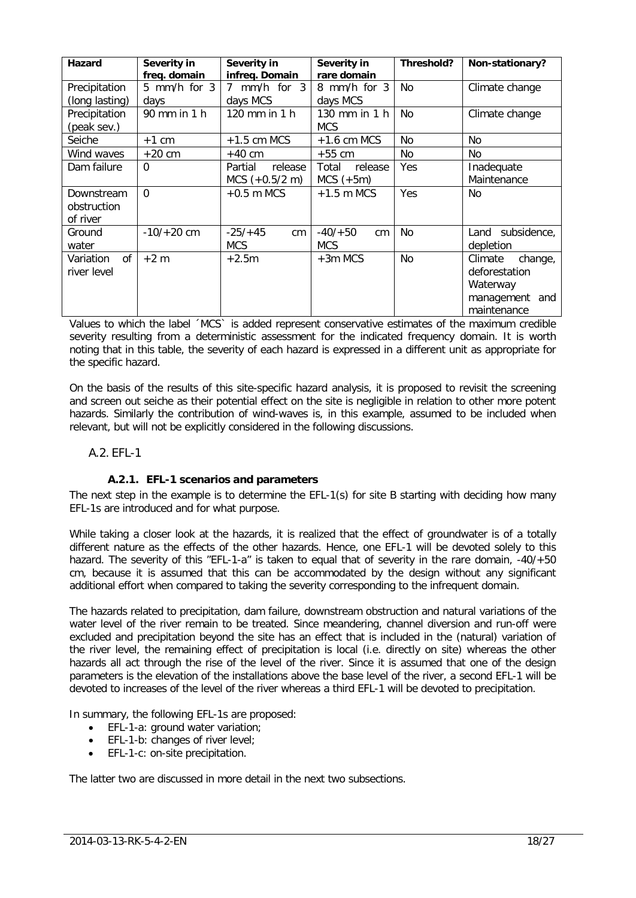| Hazard | Severity in freq. domain | Severity in infreq. Domain | Severity in rare domain | Threshold? | Non-stationary? |
|---|---|---|---|---|---|
| Precipitation (long lasting) | 5 mm/h for 3 days | 7 mm/h for 3 days MCS | 8 mm/h for 3 days MCS | No | Climate change |
| Precipitation (peak sev.) | 90 mm in 1 h | 120 mm in 1 h | 130 mm in 1 h MCS | No | Climate change |
| Seiche | +1 cm | +1.5 cm MCS | +1.6 cm MCS | No | No |
| Wind waves | +20 cm | +40 cm | +55 cm | No | No |
| Dam failure | 0 | Partial release MCS (+0.5/2 m) | Total release MCS (+5m) | Yes | Inadequate Maintenance |
| Downstream obstruction of river | 0 | +0.5 m MCS | +1.5 m MCS | Yes | No |
| Ground water | -10/+20 cm | -25/+45 cm MCS | -40/+50 cm MCS | No | Land subsidence, depletion |
| Variation of river level | +2 m | +2.5m | +3m MCS | No | Climate change, deforestation Waterway management and maintenance |

Values to which the label ´MCS` is added represent conservative estimates of the maximum credible severity resulting from a deterministic assessment for the indicated frequency domain. It is worth noting that in this table, the severity of each hazard is expressed in a different unit as appropriate for the specific hazard.

On the basis of the results of this site-specific hazard analysis, it is proposed to revisit the screening and screen out seiche as their potential effect on the site is negligible in relation to other more potent hazards. Similarly the contribution of wind-waves is, in this example, assumed to be included when relevant, but will not be explicitly considered in the following discussions.

## A.2. EFL-1

### A.2.1. EFL-1 scenarios and parameters

The next step in the example is to determine the EFL-1(s) for site B starting with deciding how many EFL-1s are introduced and for what purpose.

While taking a closer look at the hazards, it is realized that the effect of groundwater is of a totally different nature as the effects of the other hazards. Hence, one EFL-1 will be devoted solely to this hazard. The severity of this "EFL-1-a" is taken to equal that of severity in the rare domain, -40/+50 cm, because it is assumed that this can be accommodated by the design without any significant additional effort when compared to taking the severity corresponding to the infrequent domain.

The hazards related to precipitation, dam failure, downstream obstruction and natural variations of the water level of the river remain to be treated. Since meandering, channel diversion and run-off were excluded and precipitation beyond the site has an effect that is included in the (natural) variation of the river level, the remaining effect of precipitation is local (i.e. directly on site) whereas the other hazards all act through the rise of the level of the river. Since it is assumed that one of the design parameters is the elevation of the installations above the base level of the river, a second EFL-1 will be devoted to increases of the level of the river whereas a third EFL-1 will be devoted to precipitation.

In summary, the following EFL-1s are proposed:

- EFL-1-a: ground water variation;
- EFL-1-b: changes of river level;
- EFL-1-c: on-site precipitation.

The latter two are discussed in more detail in the next two subsections.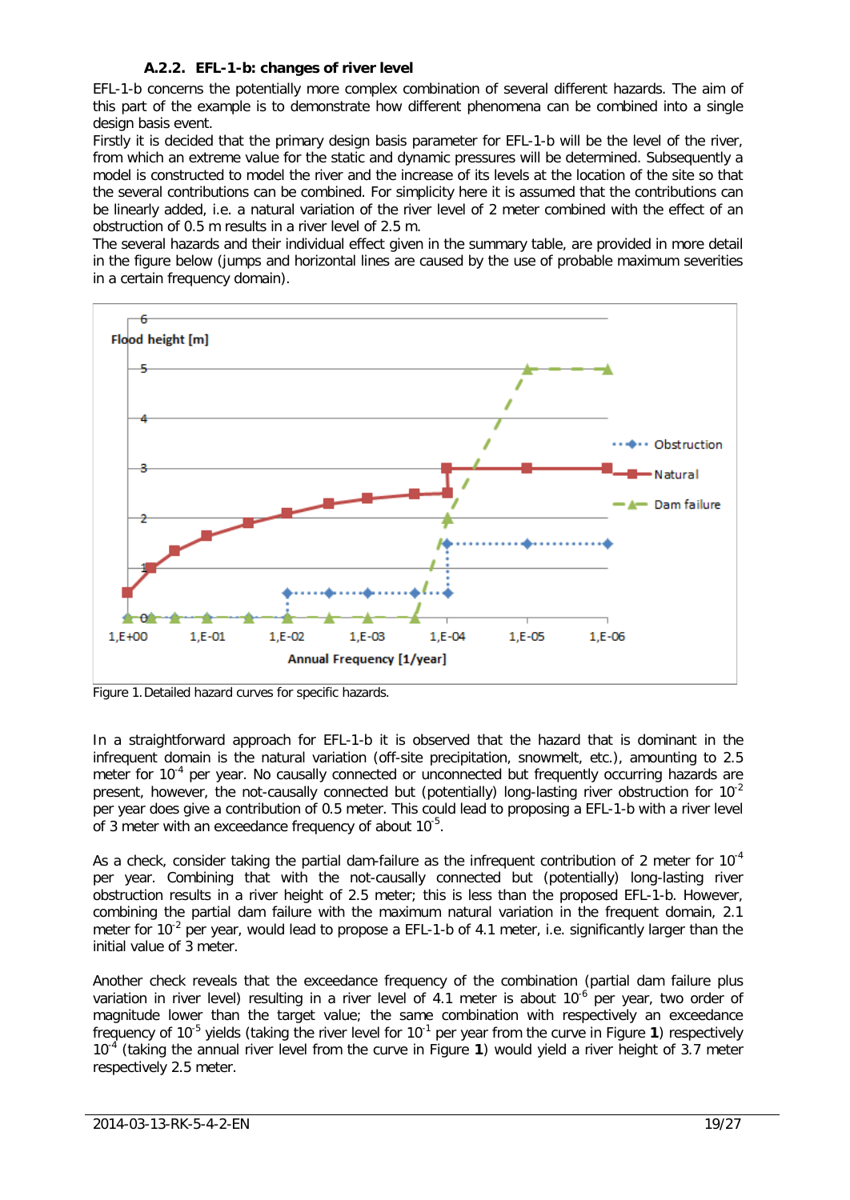### A.2.2. EFL-1-b: changes of river level

EFL-1-b concerns the potentially more complex combination of several different hazards. The aim of this part of the example is to demonstrate how different phenomena can be combined into a single design basis event.

Firstly it is decided that the primary design basis parameter for EFL-1-b will be the level of the river, from which an extreme value for the static and dynamic pressures will be determined. Subsequently a model is constructed to model the river and the increase of its levels at the location of the site so that the several contributions can be combined. For simplicity here it is assumed that the contributions can be linearly added, i.e. a natural variation of the river level of 2 meter combined with the effect of an obstruction of 0.5 m results in a river level of 2.5 m.

The several hazards and their individual effect given in the summary table, are provided in more detail in the figure below (jumps and horizontal lines are caused by the use of probable maximum severities in a certain frequency domain).

Figure 1. Detailed hazard curves for specific hazards.

In a straightforward approach for EFL-1-b it is observed that the hazard that is dominant in the infrequent domain is the natural variation (off-site precipitation, snowmelt, etc.), amounting to 2.5 meter for $10^{-4}$ per year. No causally connected or unconnected but frequently occurring hazards are present, however, the not-causally connected but (potentially) long-lasting river obstruction for $10^{-2}$ per year does give a contribution of 0.5 meter. This could lead to proposing a EFL-1-b with a river level of 3 meter with an exceedance frequency of about $10^{-5}$.

As a check, consider taking the partial dam-failure as the infrequent contribution of 2 meter for $10^{-4}$ per year. Combining that with the not-causally connected but (potentially) long-lasting river obstruction results in a river height of 2.5 meter; this is less than the proposed EFL-1-b. However, combining the partial dam failure with the maximum natural variation in the frequent domain, 2.1 meter for $10^{-2}$ per year, would lead to propose a EFL-1-b of 4.1 meter, i.e. significantly larger than the initial value of 3 meter.

Another check reveals that the exceedance frequency of the combination (partial dam failure plus variation in river level) resulting in a river level of 4.1 meter is about $10^{-6}$ per year, two order of magnitude lower than the target value; the same combination with respectively an exceedance frequency of $10^{-5}$ yields (taking the river level for $10^{-1}$ per year from the curve in Figure **1**) respectively $10^{-4}$ (taking the annual river level from the curve in Figure **1**) would yield a river height of 3.7 meter respectively 2.5 meter.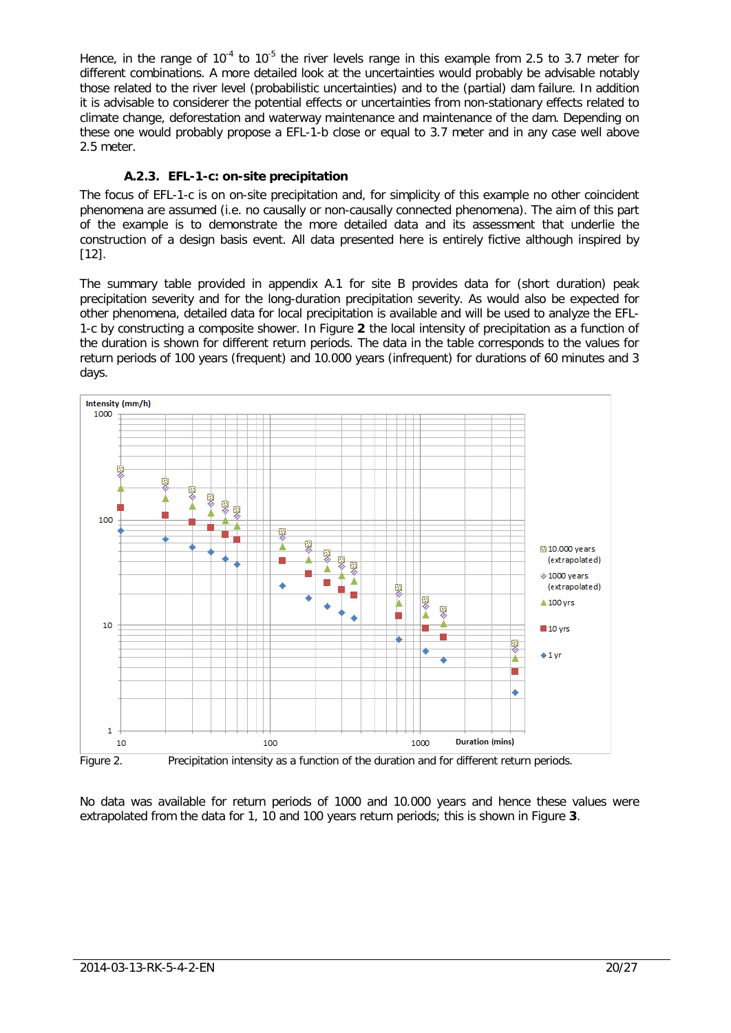Hence, in the range of $10^{-4}$ to $10^{-5}$ the river levels range in this example from 2.5 to 3.7 meter for different combinations. A more detailed look at the uncertainties would probably be advisable notably those related to the river level (probabilistic uncertainties) and to the (partial) dam failure. In addition it is advisable to considerer the potential effects or uncertainties from non-stationary effects related to climate change, deforestation and waterway maintenance and maintenance of the dam. Depending on these one would probably propose a EFL-1-b close or equal to 3.7 meter and in any case well above 2.5 meter.

### A.2.3. EFL-1-c: on-site precipitation

The focus of EFL-1-c is on on-site precipitation and, for simplicity of this example no other coincident phenomena are assumed (i.e. no causally or non-causally connected phenomena). The aim of this part of the example is to demonstrate the more detailed data and its assessment that underlie the construction of a design basis event. All data presented here is entirely fictive although inspired by [12].

The summary table provided in appendix A.1 for site B provides data for (short duration) peak precipitation severity and for the long-duration precipitation severity. As would also be expected for other phenomena, detailed data for local precipitation is available and will be used to analyze the EFL-1-c by constructing a composite shower. In Figure **2** the local intensity of precipitation as a function of the duration is shown for different return periods. The data in the table corresponds to the values for return periods of 100 years (frequent) and 10.000 years (infrequent) for durations of 60 minutes and 3 days.

Figure 2. Precipitation intensity as a function of the duration and for different return periods.

No data was available for return periods of 1000 and 10.000 years and hence these values were extrapolated from the data for 1, 10 and 100 years return periods; this is shown in Figure **3**.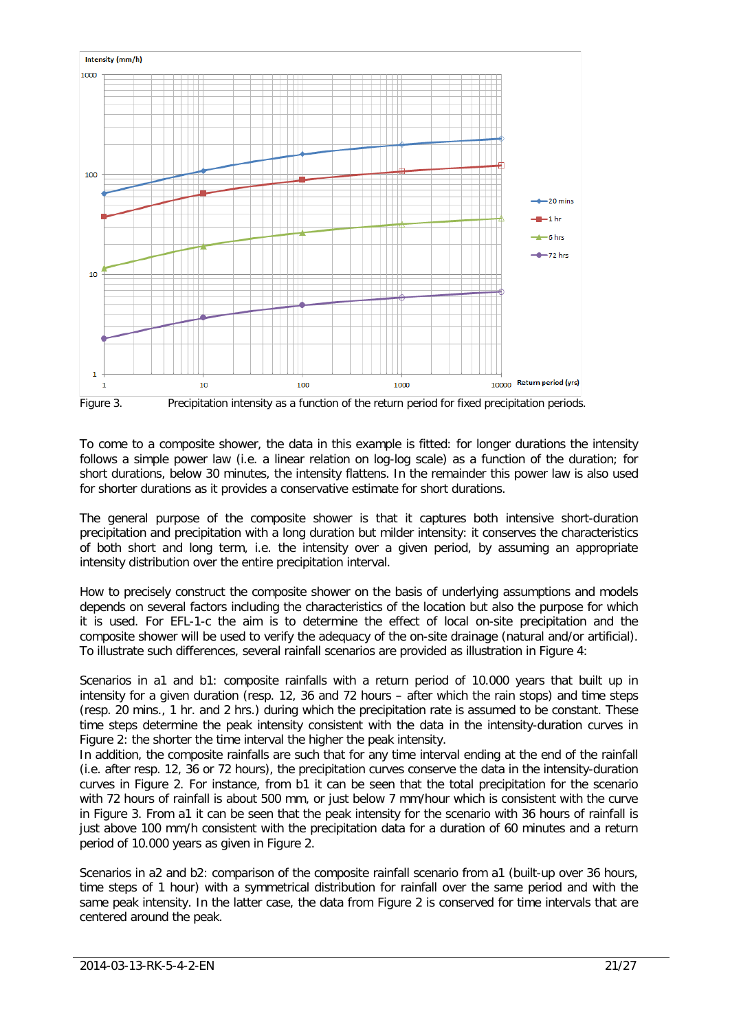Figure 3. Precipitation intensity as a function of the return period for fixed precipitation periods.

To come to a composite shower, the data in this example is fitted: for longer durations the intensity follows a simple power law (i.e. a linear relation on log-log scale) as a function of the duration; for short durations, below 30 minutes, the intensity flattens. In the remainder this power law is also used for shorter durations as it provides a conservative estimate for short durations.

The general purpose of the composite shower is that it captures both intensive short-duration precipitation and precipitation with a long duration but milder intensity: it conserves the characteristics of both short and long term, i.e. the intensity over a given period, by assuming an appropriate intensity distribution over the entire precipitation interval.

How to precisely construct the composite shower on the basis of underlying assumptions and models depends on several factors including the characteristics of the location but also the purpose for which it is used. For EFL-1-c the aim is to determine the effect of local on-site precipitation and the composite shower will be used to verify the adequacy of the on-site drainage (natural and/or artificial). To illustrate such differences, several rainfall scenarios are provided as illustration in Figure 4:

Scenarios in a1 and b1: composite rainfalls with a return period of 10.000 years that built up in intensity for a given duration (resp. 12, 36 and 72 hours – after which the rain stops) and time steps (resp. 20 mins., 1 hr. and 2 hrs.) during which the precipitation rate is assumed to be constant. These time steps determine the peak intensity consistent with the data in the intensity-duration curves in Figure 2: the shorter the time interval the higher the peak intensity.
In addition, the composite rainfalls are such that for any time interval ending at the end of the rainfall (i.e. after resp. 12, 36 or 72 hours), the precipitation curves conserve the data in the intensity-duration curves in Figure 2. For instance, from b1 it can be seen that the total precipitation for the scenario with 72 hours of rainfall is about 500 mm, or just below 7 mm/hour which is consistent with the curve in Figure 3. From a1 it can be seen that the peak intensity for the scenario with 36 hours of rainfall is just above 100 mm/h consistent with the precipitation data for a duration of 60 minutes and a return period of 10.000 years as given in Figure 2.

Scenarios in a2 and b2: comparison of the composite rainfall scenario from a1 (built-up over 36 hours, time steps of 1 hour) with a symmetrical distribution for rainfall over the same period and with the same peak intensity. In the latter case, the data from Figure 2 is conserved for time intervals that are centered around the peak.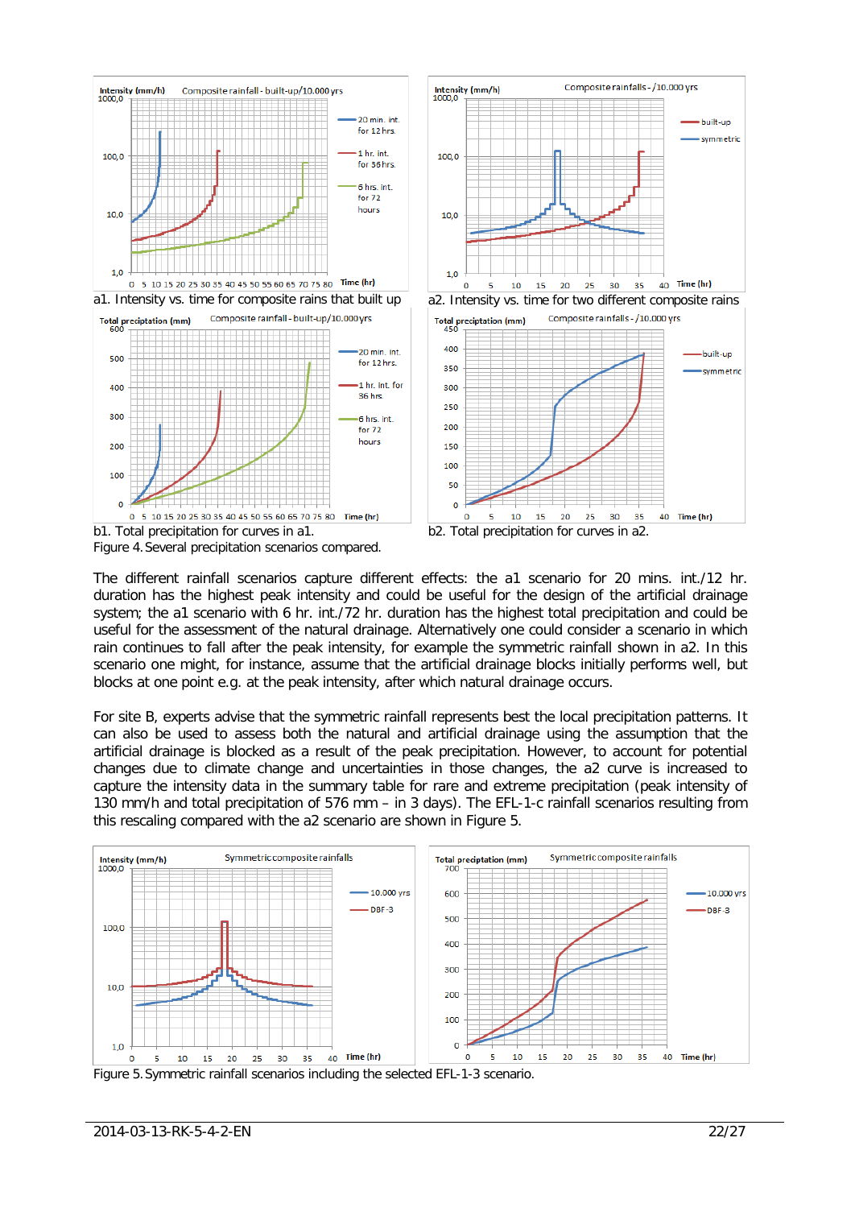a1. Intensity vs. time for composite rains that built up

a2. Intensity vs. time for two different composite rains

b1. Total precipitation for curves in a1.

b2. Total precipitation for curves in a2.

Figure 4. Several precipitation scenarios compared.

The different rainfall scenarios capture different effects: the a1 scenario for 20 mins. int./12 hr. duration has the highest peak intensity and could be useful for the design of the artificial drainage system; the a1 scenario with 6 hr. int./72 hr. duration has the highest total precipitation and could be useful for the assessment of the natural drainage. Alternatively one could consider a scenario in which rain continues to fall after the peak intensity, for example the symmetric rainfall shown in a2. In this scenario one might, for instance, assume that the artificial drainage blocks initially performs well, but blocks at one point e.g. at the peak intensity, after which natural drainage occurs.

For site B, experts advise that the symmetric rainfall represents best the local precipitation patterns. It can also be used to assess both the natural and artificial drainage using the assumption that the artificial drainage is blocked as a result of the peak precipitation. However, to account for potential changes due to climate change and uncertainties in those changes, the a2 curve is increased to capture the intensity data in the summary table for rare and extreme precipitation (peak intensity of 130 mm/h and total precipitation of 576 mm – in 3 days). The EFL-1-c rainfall scenarios resulting from this rescaling compared with the a2 scenario are shown in Figure 5.

Figure 5. Symmetric rainfall scenarios including the selected EFL-1-3 scenario.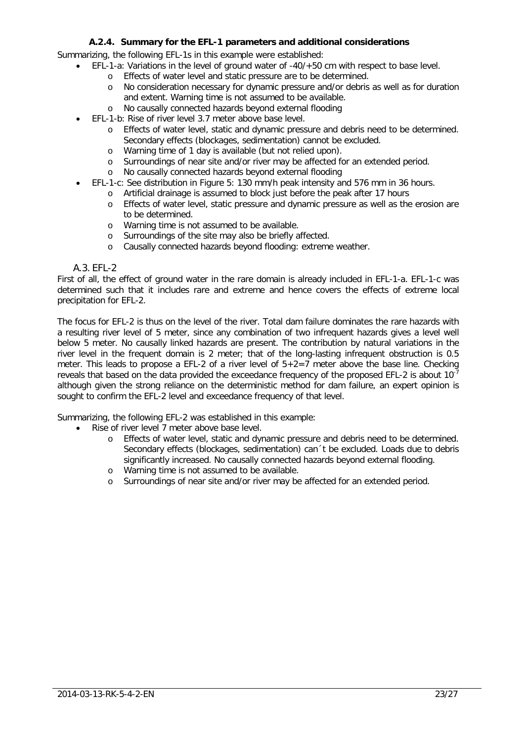#### A.2.4. Summary for the EFL-1 parameters and additional considerations

Summarizing, the following EFL-1s in this example were established:

- EFL-1-a: Variations in the level of ground water of -40/+50 cm with respect to base level.
  - Effects of water level and static pressure are to be determined.
  - No consideration necessary for dynamic pressure and/or debris as well as for duration and extent. Warning time is not assumed to be available.
  - No causally connected hazards beyond external flooding
- EFL-1-b: Rise of river level 3.7 meter above base level.
  - Effects of water level, static and dynamic pressure and debris need to be determined. Secondary effects (blockages, sedimentation) cannot be excluded.
  - Warning time of 1 day is available (but not relied upon).
  - Surroundings of near site and/or river may be affected for an extended period.
  - No causally connected hazards beyond external flooding
- EFL-1-c: See distribution in Figure 5: 130 mm/h peak intensity and 576 mm in 36 hours.
  - Artificial drainage is assumed to block just before the peak after 17 hours
  - Effects of water level, static pressure and dynamic pressure as well as the erosion are to be determined.
  - Warning time is not assumed to be available.
  - Surroundings of the site may also be briefly affected.
  - Causally connected hazards beyond flooding: extreme weather.

### A.3. EFL-2

First of all, the effect of ground water in the rare domain is already included in EFL-1-a. EFL-1-c was determined such that it includes rare and extreme and hence covers the effects of extreme local precipitation for EFL-2.

The focus for EFL-2 is thus on the level of the river. Total dam failure dominates the rare hazards with a resulting river level of 5 meter, since any combination of two infrequent hazards gives a level well below 5 meter. No causally linked hazards are present. The contribution by natural variations in the river level in the frequent domain is 2 meter; that of the long-lasting infrequent obstruction is 0.5 meter. This leads to propose a EFL-2 of a river level of 5+2=7 meter above the base line. Checking reveals that based on the data provided the exceedance frequency of the proposed EFL-2 is about $10^{-7}$ although given the strong reliance on the deterministic method for dam failure, an expert opinion is sought to confirm the EFL-2 level and exceedance frequency of that level.

Summarizing, the following EFL-2 was established in this example:

- Rise of river level 7 meter above base level.
  - Effects of water level, static and dynamic pressure and debris need to be determined. Secondary effects (blockages, sedimentation) can´t be excluded. Loads due to debris significantly increased. No causally connected hazards beyond external flooding.
  - Warning time is not assumed to be available.
  - Surroundings of near site and/or river may be affected for an extended period.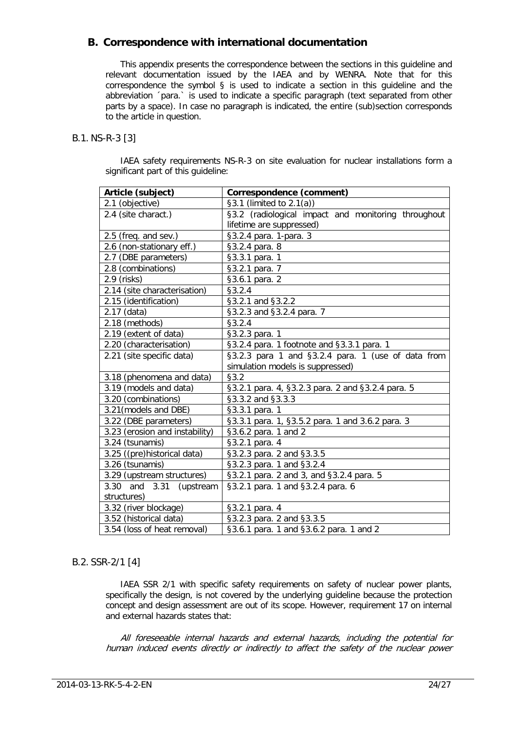## B. Correspondence with international documentation

This appendix presents the correspondence between the sections in this guideline and relevant documentation issued by the IAEA and by WENRA. Note that for this correspondence the symbol § is used to indicate a section in this guideline and the abbreviation ´para.` is used to indicate a specific paragraph (text separated from other parts by a space). In case no paragraph is indicated, the entire (sub)section corresponds to the article in question.

### B.1. NS-R-3 [3]

IAEA safety requirements NS-R-3 on site evaluation for nuclear installations form a significant part of this guideline:

| Article (subject) | Correspondence (comment) |
|---|---|
| 2.1 (objective) | §3.1 (limited to 2.1(a)) |
| 2.4 (site charact.) | §3.2 (radiological impact and monitoring throughout lifetime are suppressed) |
| 2.5 (freq. and sev.) | §3.2.4 para. 1-para. 3 |
| 2.6 (non-stationary eff.) | §3.2.4 para. 8 |
| 2.7 (DBE parameters) | §3.3.1 para. 1 |
| 2.8 (combinations) | §3.2.1 para. 7 |
| 2.9 (risks) | §3.6.1 para. 2 |
| 2.14 (site characterisation) | §3.2.4 |
| 2.15 (identification) | §3.2.1 and §3.2.2 |
| 2.17 (data) | §3.2.3 and §3.2.4 para. 7 |
| 2.18 (methods) | §3.2.4 |
| 2.19 (extent of data) | §3.2.3 para. 1 |
| 2.20 (characterisation) | §3.2.4 para. 1 footnote and §3.3.1 para. 1 |
| 2.21 (site specific data) | §3.2.3 para 1 and §3.2.4 para. 1 (use of data from simulation models is suppressed) |
| 3.18 (phenomena and data) | §3.2 |
| 3.19 (models and data) | §3.2.1 para. 4, §3.2.3 para. 2 and §3.2.4 para. 5 |
| 3.20 (combinations) | §3.3.2 and §3.3.3 |
| 3.21(models and DBE) | §3.3.1 para. 1 |
| 3.22 (DBE parameters) | §3.3.1 para. 1, §3.5.2 para. 1 and 3.6.2 para. 3 |
| 3.23 (erosion and instability) | §3.6.2 para. 1 and 2 |
| 3.24 (tsunamis) | §3.2.1 para. 4 |
| 3.25 ((pre)historical data) | §3.2.3 para. 2 and §3.3.5 |
| 3.26 (tsunamis) | §3.2.3 para. 1 and §3.2.4 |
| 3.29 (upstream structures) | §3.2.1 para. 2 and 3, and §3.2.4 para. 5 |
| 3.30 and 3.31 (upstream structures) | §3.2.1 para. 1 and §3.2.4 para. 6 |
| 3.32 (river blockage) | §3.2.1 para. 4 |
| 3.52 (historical data) | §3.2.3 para. 2 and §3.3.5 |
| 3.54 (loss of heat removal) | §3.6.1 para. 1 and §3.6.2 para. 1 and 2 |

### B.2. SSR-2/1 [4]

IAEA SSR 2/1 with specific safety requirements on safety of nuclear power plants, specifically the design, is not covered by the underlying guideline because the protection concept and design assessment are out of its scope. However, requirement 17 on internal and external hazards states that:

*All foreseeable internal hazards and external hazards, including the potential for human induced events directly or indirectly to affect the safety of the nuclear power*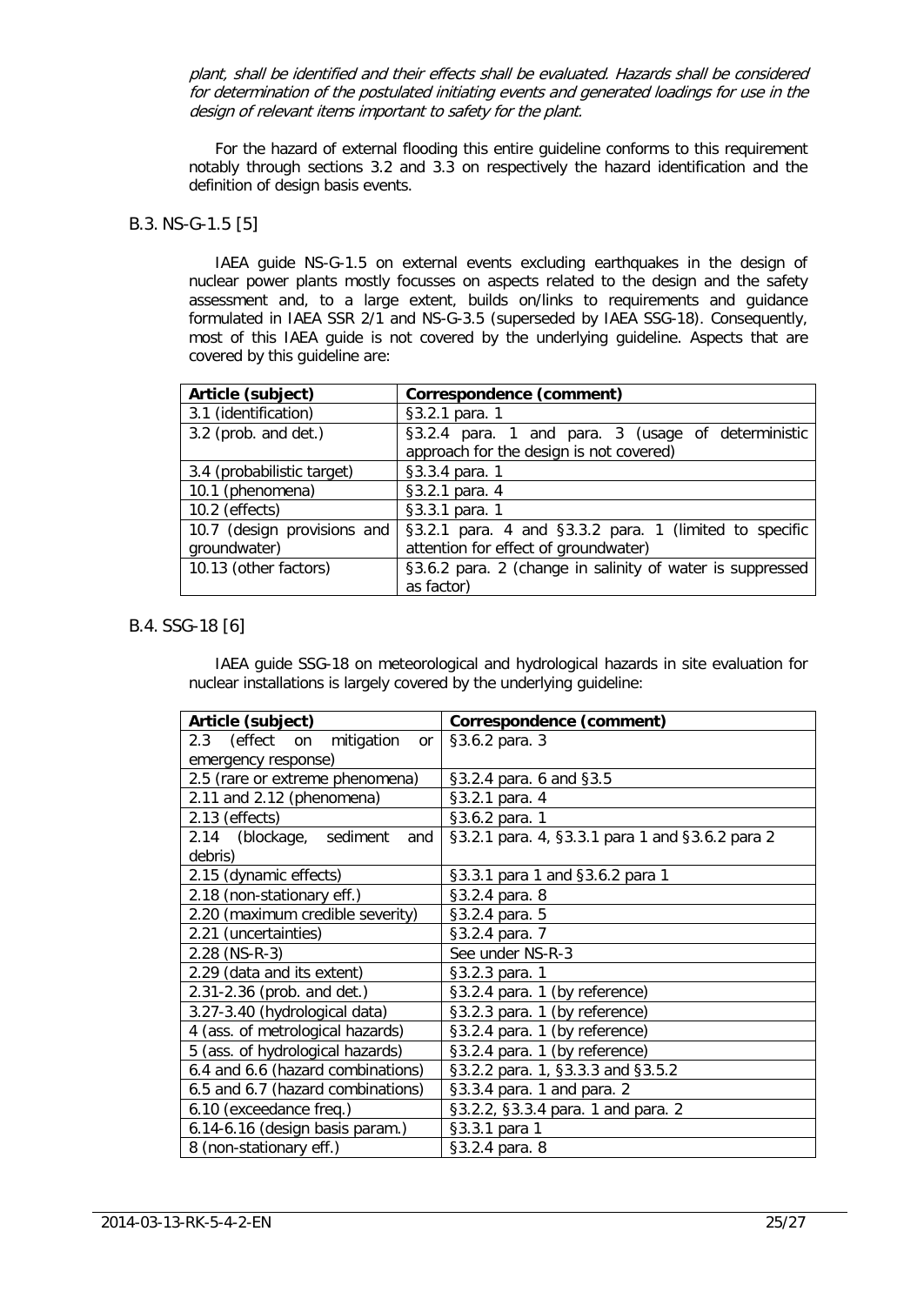*plant, shall be identified and their effects shall be evaluated. Hazards shall be considered for determination of the postulated initiating events and generated loadings for use in the design of relevant items important to safety for the plant.*

For the hazard of external flooding this entire guideline conforms to this requirement notably through sections 3.2 and 3.3 on respectively the hazard identification and the definition of design basis events.

### B.3. NS-G-1.5 [5]

IAEA guide NS-G-1.5 on external events excluding earthquakes in the design of nuclear power plants mostly focusses on aspects related to the design and the safety assessment and, to a large extent, builds on/links to requirements and guidance formulated in IAEA SSR 2/1 and NS-G-3.5 (superseded by IAEA SSG-18). Consequently, most of this IAEA guide is not covered by the underlying guideline. Aspects that are covered by this guideline are:

| **Article (subject)** | **Correspondence (comment)** |
|---|---|
| 3.1 (identification) | §3.2.1 para. 1 |
| 3.2 (prob. and det.) | §3.2.4 para. 1 and para. 3 (usage of deterministic approach for the design is not covered) |
| 3.4 (probabilistic target) | §3.3.4 para. 1 |
| 10.1 (phenomena) | §3.2.1 para. 4 |
| 10.2 (effects) | §3.3.1 para. 1 |
| 10.7 (design provisions and groundwater) | §3.2.1 para. 4 and §3.3.2 para. 1 (limited to specific attention for effect of groundwater) |
| 10.13 (other factors) | §3.6.2 para. 2 (change in salinity of water is suppressed as factor) |

### B.4. SSG-18 [6]

IAEA guide SSG-18 on meteorological and hydrological hazards in site evaluation for nuclear installations is largely covered by the underlying guideline:

| **Article (subject)** | **Correspondence (comment)** |
|---|---|
| 2.3 (effect on mitigation or emergency response) | §3.6.2 para. 3 |
| 2.5 (rare or extreme phenomena) | §3.2.4 para. 6 and §3.5 |
| 2.11 and 2.12 (phenomena) | §3.2.1 para. 4 |
| 2.13 (effects) | §3.6.2 para. 1 |
| 2.14 (blockage, sediment and debris) | §3.2.1 para. 4, §3.3.1 para 1 and §3.6.2 para 2 |
| 2.15 (dynamic effects) | §3.3.1 para 1 and §3.6.2 para 1 |
| 2.18 (non-stationary eff.) | §3.2.4 para. 8 |
| 2.20 (maximum credible severity) | §3.2.4 para. 5 |
| 2.21 (uncertainties) | §3.2.4 para. 7 |
| 2.28 (NS-R-3) | See under NS-R-3 |
| 2.29 (data and its extent) | §3.2.3 para. 1 |
| 2.31-2.36 (prob. and det.) | §3.2.4 para. 1 (by reference) |
| 3.27-3.40 (hydrological data) | §3.2.3 para. 1 (by reference) |
| 4 (ass. of metrological hazards) | §3.2.4 para. 1 (by reference) |
| 5 (ass. of hydrological hazards) | §3.2.4 para. 1 (by reference) |
| 6.4 and 6.6 (hazard combinations) | §3.2.2 para. 1, §3.3.3 and §3.5.2 |
| 6.5 and 6.7 (hazard combinations) | §3.3.4 para. 1 and para. 2 |
| 6.10 (exceedance freq.) | §3.2.2, §3.3.4 para. 1 and para. 2 |
| 6.14-6.16 (design basis param.) | §3.3.1 para 1 |
| 8 (non-stationary eff.) | §3.2.4 para. 8 |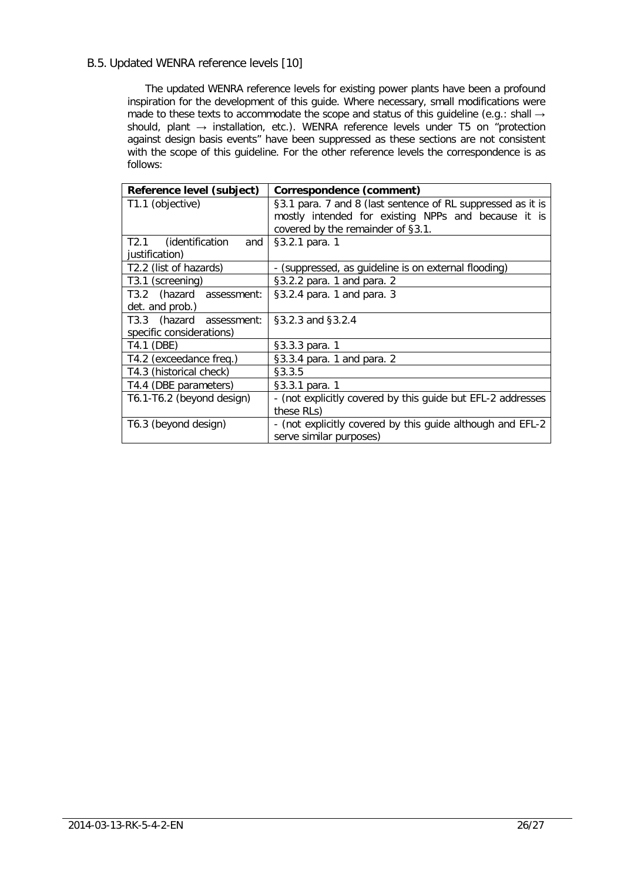## B.5. Updated WENRA reference levels [10]

The updated WENRA reference levels for existing power plants have been a profound inspiration for the development of this guide. Where necessary, small modifications were made to these texts to accommodate the scope and status of this guideline (e.g.: shall → should, plant → installation, etc.). WENRA reference levels under T5 on "protection against design basis events" have been suppressed as these sections are not consistent with the scope of this guideline. For the other reference levels the correspondence is as follows:

| Reference level (subject) | Correspondence (comment) |
|---|---|
| T1.1 (objective) | §3.1 para. 7 and 8 (last sentence of RL suppressed as it is mostly intended for existing NPPs and because it is covered by the remainder of §3.1. |
| T2.1 (identification and justification) | §3.2.1 para. 1 |
| T2.2 (list of hazards) | - (suppressed, as guideline is on external flooding) |
| T3.1 (screening) | §3.2.2 para. 1 and para. 2 |
| T3.2 (hazard assessment: det. and prob.) | §3.2.4 para. 1 and para. 3 |
| T3.3 (hazard assessment: specific considerations) | §3.2.3 and §3.2.4 |
| T4.1 (DBE) | §3.3.3 para. 1 |
| T4.2 (exceedance freq.) | §3.3.4 para. 1 and para. 2 |
| T4.3 (historical check) | §3.3.5 |
| T4.4 (DBE parameters) | §3.3.1 para. 1 |
| T6.1-T6.2 (beyond design) | - (not explicitly covered by this guide but EFL-2 addresses these RLs) |
| T6.3 (beyond design) | - (not explicitly covered by this guide although and EFL-2 serve similar purposes) |